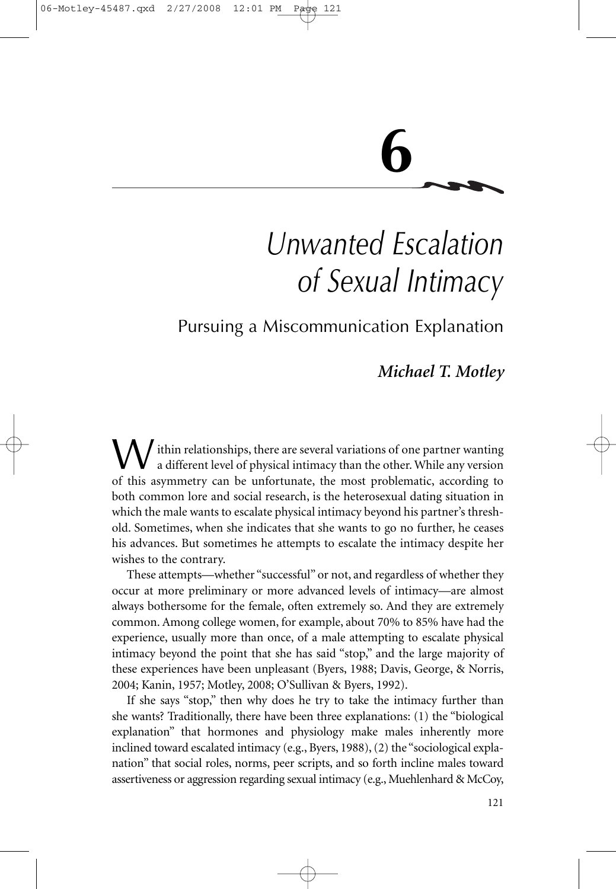# 6

# Unwanted Escalation of Sexual Intimacy

## Pursuing a Miscommunication Explanation

***Michael T. Motley***

Within relationships, there are several variations of one partner wanting a different level of physical intimacy than the other. While any version of this asymmetry can be unfortunate, the most problematic, according to both common lore and social research, is the heterosexual dating situation in which the male wants to escalate physical intimacy beyond his partner's threshold. Sometimes, when she indicates that she wants to go no further, he ceases his advances. But sometimes he attempts to escalate the intimacy despite her wishes to the contrary.

These attempts—whether "successful" or not, and regardless of whether they occur at more preliminary or more advanced levels of intimacy—are almost always bothersome for the female, often extremely so. And they are extremely common. Among college women, for example, about 70% to 85% have had the experience, usually more than once, of a male attempting to escalate physical intimacy beyond the point that she has said "stop," and the large majority of these experiences have been unpleasant (Byers, 1988; Davis, George, & Norris, 2004; Kanin, 1957; Motley, 2008; O'Sullivan & Byers, 1992).

If she says "stop," then why does he try to take the intimacy further than she wants? Traditionally, there have been three explanations: (1) the "biological explanation" that hormones and physiology make males inherently more inclined toward escalated intimacy (e.g., Byers, 1988), (2) the "sociological explanation" that social roles, norms, peer scripts, and so forth incline males toward assertiveness or aggression regarding sexual intimacy (e.g., Muehlenhard & McCoy,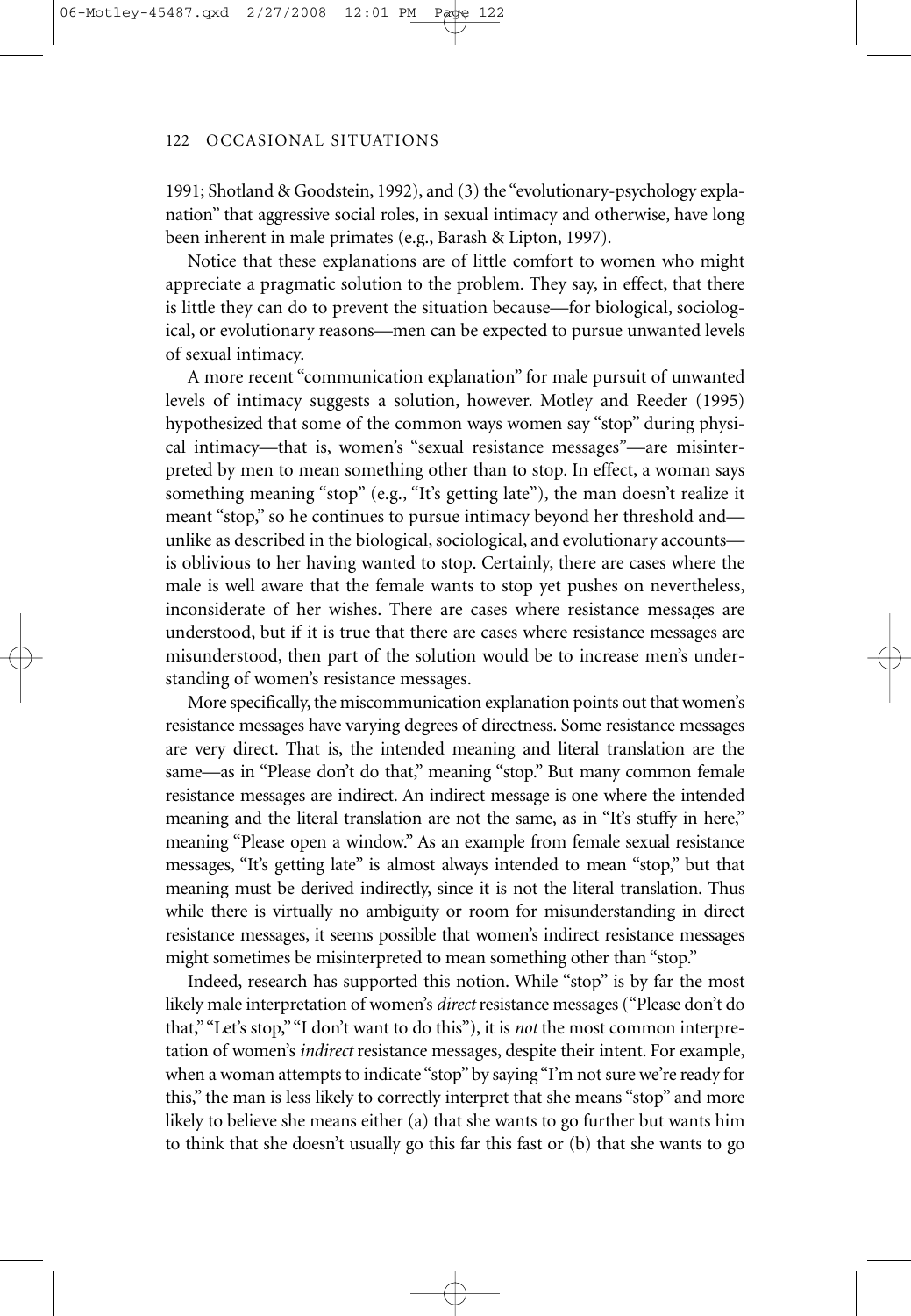1991; Shotland & Goodstein, 1992), and (3) the "evolutionary-psychology explanation" that aggressive social roles, in sexual intimacy and otherwise, have long been inherent in male primates (e.g., Barash & Lipton, 1997).

Notice that these explanations are of little comfort to women who might appreciate a pragmatic solution to the problem. They say, in effect, that there is little they can do to prevent the situation because—for biological, sociological, or evolutionary reasons—men can be expected to pursue unwanted levels of sexual intimacy.

A more recent "communication explanation" for male pursuit of unwanted levels of intimacy suggests a solution, however. Motley and Reeder (1995) hypothesized that some of the common ways women say "stop" during physical intimacy—that is, women's "sexual resistance messages"—are misinterpreted by men to mean something other than to stop. In effect, a woman says something meaning "stop" (e.g., "It's getting late"), the man doesn't realize it meant "stop," so he continues to pursue intimacy beyond her threshold and—unlike as described in the biological, sociological, and evolutionary accounts—is oblivious to her having wanted to stop. Certainly, there are cases where the male is well aware that the female wants to stop yet pushes on nevertheless, inconsiderate of her wishes. There are cases where resistance messages are understood, but if it is true that there are cases where resistance messages are misunderstood, then part of the solution would be to increase men's understanding of women's resistance messages.

More specifically, the miscommunication explanation points out that women's resistance messages have varying degrees of directness. Some resistance messages are very direct. That is, the intended meaning and literal translation are the same—as in "Please don't do that," meaning "stop." But many common female resistance messages are indirect. An indirect message is one where the intended meaning and the literal translation are not the same, as in "It's stuffy in here," meaning "Please open a window." As an example from female sexual resistance messages, "It's getting late" is almost always intended to mean "stop," but that meaning must be derived indirectly, since it is not the literal translation. Thus while there is virtually no ambiguity or room for misunderstanding in direct resistance messages, it seems possible that women's indirect resistance messages might sometimes be misinterpreted to mean something other than "stop."

Indeed, research has supported this notion. While "stop" is by far the most likely male interpretation of women's *direct* resistance messages ("Please don't do that," "Let's stop," "I don't want to do this"), it is *not* the most common interpretation of women's *indirect* resistance messages, despite their intent. For example, when a woman attempts to indicate "stop" by saying "I'm not sure we're ready for this," the man is less likely to correctly interpret that she means "stop" and more likely to believe she means either (a) that she wants to go further but wants him to think that she doesn't usually go this far this fast or (b) that she wants to go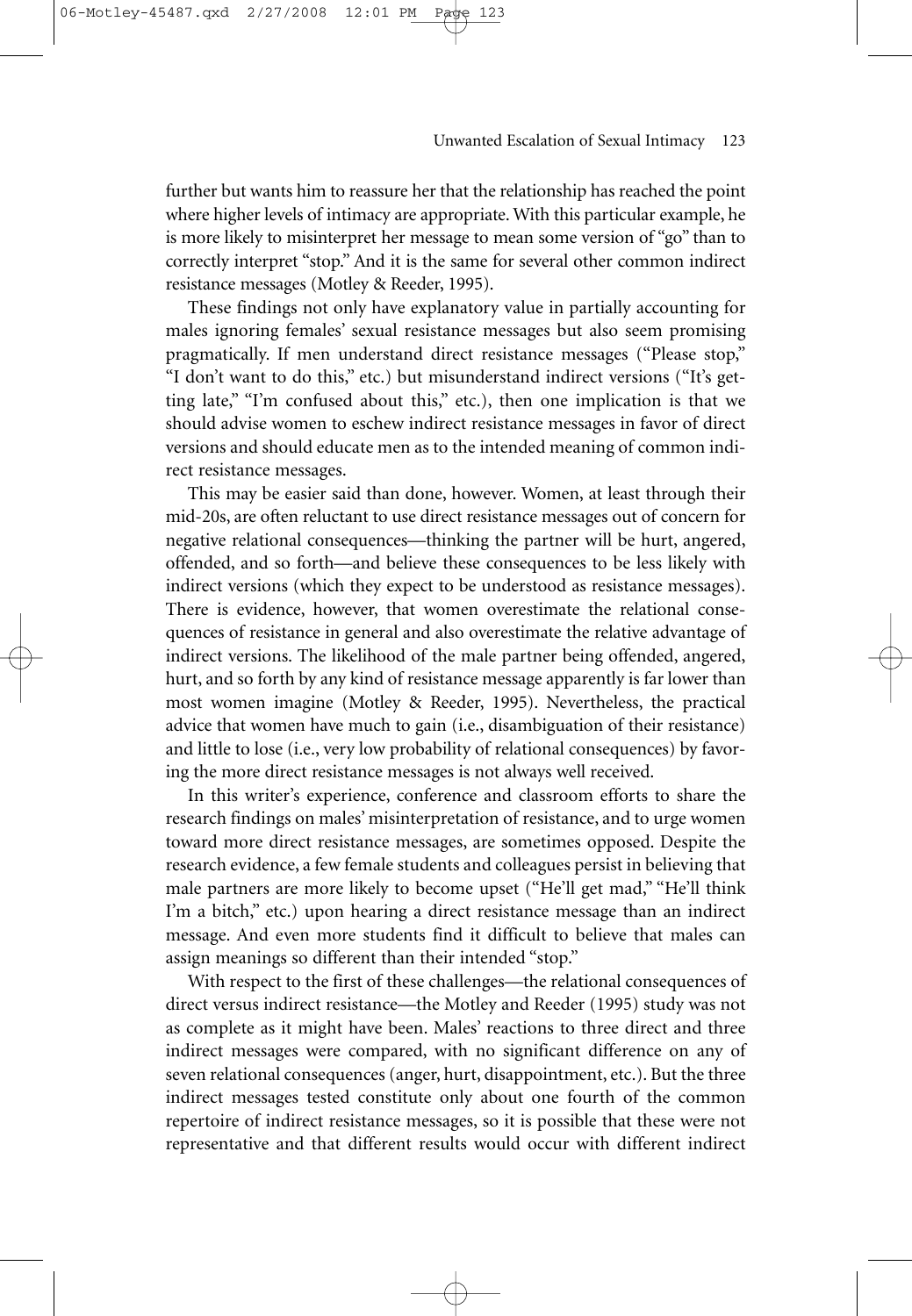further but wants him to reassure her that the relationship has reached the point where higher levels of intimacy are appropriate. With this particular example, he is more likely to misinterpret her message to mean some version of "go" than to correctly interpret "stop." And it is the same for several other common indirect resistance messages (Motley & Reeder, 1995).

These findings not only have explanatory value in partially accounting for males ignoring females' sexual resistance messages but also seem promising pragmatically. If men understand direct resistance messages ("Please stop," "I don't want to do this," etc.) but misunderstand indirect versions ("It's getting late," "I'm confused about this," etc.), then one implication is that we should advise women to eschew indirect resistance messages in favor of direct versions and should educate men as to the intended meaning of common indirect resistance messages.

This may be easier said than done, however. Women, at least through their mid-20s, are often reluctant to use direct resistance messages out of concern for negative relational consequences—thinking the partner will be hurt, angered, offended, and so forth—and believe these consequences to be less likely with indirect versions (which they expect to be understood as resistance messages). There is evidence, however, that women overestimate the relational consequences of resistance in general and also overestimate the relative advantage of indirect versions. The likelihood of the male partner being offended, angered, hurt, and so forth by any kind of resistance message apparently is far lower than most women imagine (Motley & Reeder, 1995). Nevertheless, the practical advice that women have much to gain (i.e., disambiguation of their resistance) and little to lose (i.e., very low probability of relational consequences) by favoring the more direct resistance messages is not always well received.

In this writer's experience, conference and classroom efforts to share the research findings on males' misinterpretation of resistance, and to urge women toward more direct resistance messages, are sometimes opposed. Despite the research evidence, a few female students and colleagues persist in believing that male partners are more likely to become upset ("He'll get mad," "He'll think I'm a bitch," etc.) upon hearing a direct resistance message than an indirect message. And even more students find it difficult to believe that males can assign meanings so different than their intended "stop."

With respect to the first of these challenges—the relational consequences of direct versus indirect resistance—the Motley and Reeder (1995) study was not as complete as it might have been. Males' reactions to three direct and three indirect messages were compared, with no significant difference on any of seven relational consequences (anger, hurt, disappointment, etc.). But the three indirect messages tested constitute only about one fourth of the common repertoire of indirect resistance messages, so it is possible that these were not representative and that different results would occur with different indirect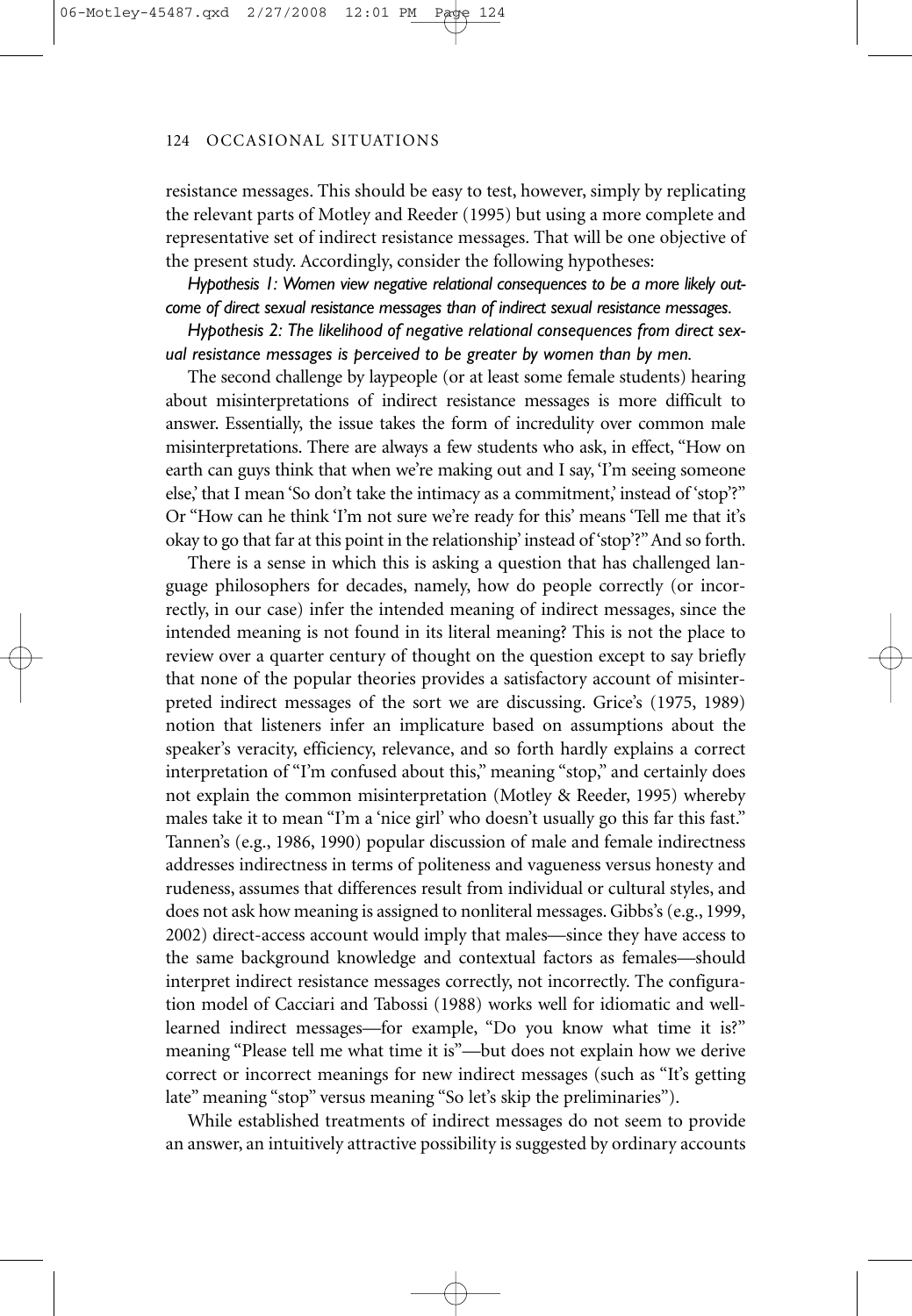resistance messages. This should be easy to test, however, simply by replicating the relevant parts of Motley and Reeder (1995) but using a more complete and representative set of indirect resistance messages. That will be one objective of the present study. Accordingly, consider the following hypotheses:

*Hypothesis 1: Women view negative relational consequences to be a more likely outcome of direct sexual resistance messages than of indirect sexual resistance messages.*

*Hypothesis 2: The likelihood of negative relational consequences from direct sexual resistance messages is perceived to be greater by women than by men.*

The second challenge by laypeople (or at least some female students) hearing about misinterpretations of indirect resistance messages is more difficult to answer. Essentially, the issue takes the form of incredulity over common male misinterpretations. There are always a few students who ask, in effect, "How on earth can guys think that when we're making out and I say, 'I'm seeing someone else,' that I mean 'So don't take the intimacy as a commitment,' instead of 'stop'?" Or "How can he think 'I'm not sure we're ready for this' means 'Tell me that it's okay to go that far at this point in the relationship' instead of 'stop'?" And so forth.

There is a sense in which this is asking a question that has challenged language philosophers for decades, namely, how do people correctly (or incorrectly, in our case) infer the intended meaning of indirect messages, since the intended meaning is not found in its literal meaning? This is not the place to review over a quarter century of thought on the question except to say briefly that none of the popular theories provides a satisfactory account of misinterpreted indirect messages of the sort we are discussing. Grice's (1975, 1989) notion that listeners infer an implicature based on assumptions about the speaker's veracity, efficiency, relevance, and so forth hardly explains a correct interpretation of "I'm confused about this," meaning "stop," and certainly does not explain the common misinterpretation (Motley & Reeder, 1995) whereby males take it to mean "I'm a 'nice girl' who doesn't usually go this far this fast." Tannen's (e.g., 1986, 1990) popular discussion of male and female indirectness addresses indirectness in terms of politeness and vagueness versus honesty and rudeness, assumes that differences result from individual or cultural styles, and does not ask how meaning is assigned to nonliteral messages. Gibbs's (e.g., 1999, 2002) direct-access account would imply that males—since they have access to the same background knowledge and contextual factors as females—should interpret indirect resistance messages correctly, not incorrectly. The configuration model of Cacciari and Tabossi (1988) works well for idiomatic and well-learned indirect messages—for example, "Do you know what time it is?" meaning "Please tell me what time it is"—but does not explain how we derive correct or incorrect meanings for new indirect messages (such as "It's getting late" meaning "stop" versus meaning "So let's skip the preliminaries").

While established treatments of indirect messages do not seem to provide an answer, an intuitively attractive possibility is suggested by ordinary accounts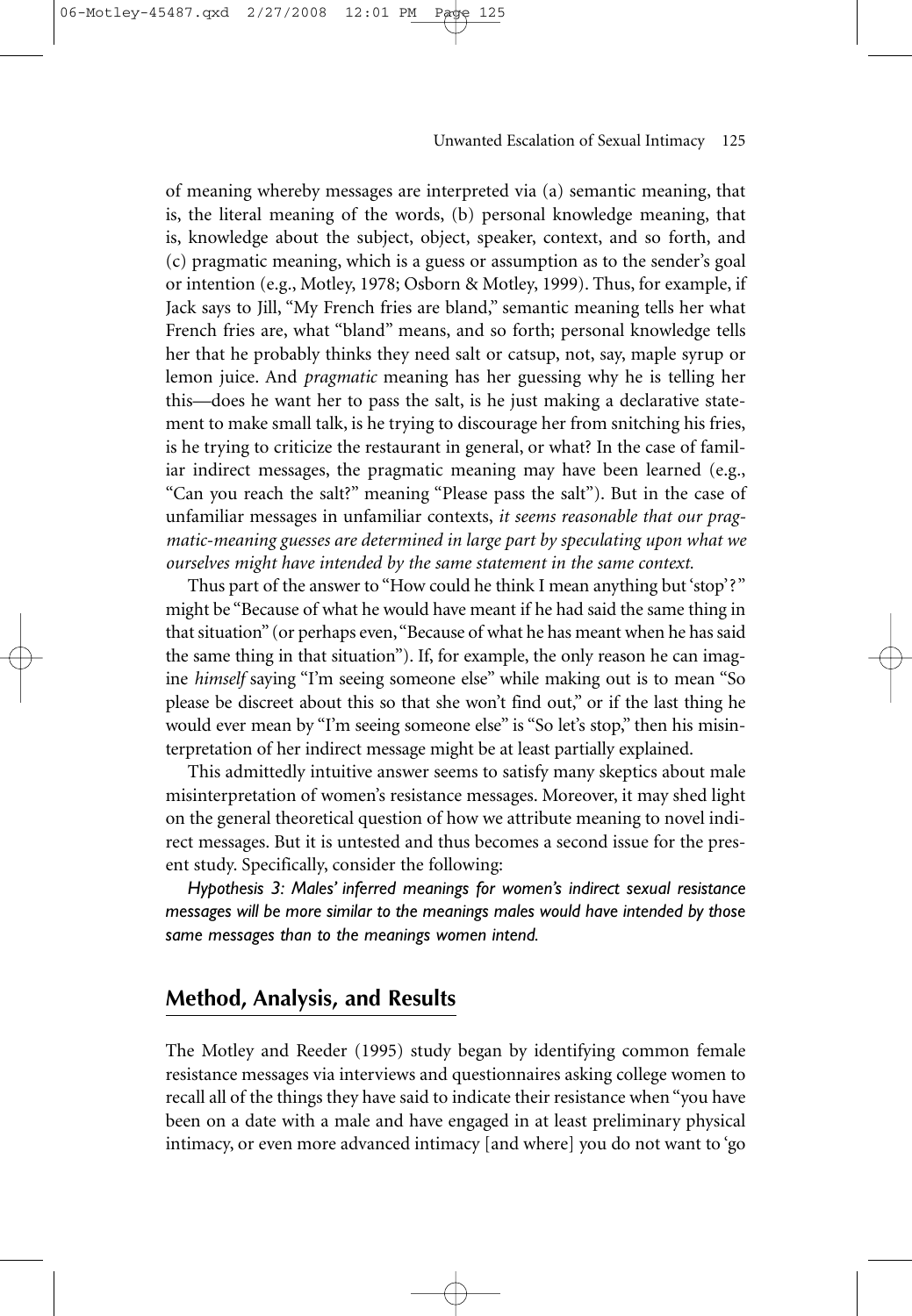of meaning whereby messages are interpreted via (a) semantic meaning, that is, the literal meaning of the words, (b) personal knowledge meaning, that is, knowledge about the subject, object, speaker, context, and so forth, and (c) pragmatic meaning, which is a guess or assumption as to the sender's goal or intention (e.g., Motley, 1978; Osborn & Motley, 1999). Thus, for example, if Jack says to Jill, "My French fries are bland," semantic meaning tells her what French fries are, what "bland" means, and so forth; personal knowledge tells her that he probably thinks they need salt or catsup, not, say, maple syrup or lemon juice. And *pragmatic* meaning has her guessing why he is telling her this—does he want her to pass the salt, is he just making a declarative statement to make small talk, is he trying to discourage her from snitching his fries, is he trying to criticize the restaurant in general, or what? In the case of familiar indirect messages, the pragmatic meaning may have been learned (e.g., "Can you reach the salt?" meaning "Please pass the salt"). But in the case of unfamiliar messages in unfamiliar contexts, *it seems reasonable that our pragmatic-meaning guesses are determined in large part by speculating upon what we ourselves might have intended by the same statement in the same context.*

Thus part of the answer to "How could he think I mean anything but 'stop'?" might be "Because of what he would have meant if he had said the same thing in that situation" (or perhaps even, "Because of what he has meant when he has said the same thing in that situation"). If, for example, the only reason he can imagine *himself* saying "I'm seeing someone else" while making out is to mean "So please be discreet about this so that she won't find out," or if the last thing he would ever mean by "I'm seeing someone else" is "So let's stop," then his misinterpretation of her indirect message might be at least partially explained.

This admittedly intuitive answer seems to satisfy many skeptics about male misinterpretation of women's resistance messages. Moreover, it may shed light on the general theoretical question of how we attribute meaning to novel indirect messages. But it is untested and thus becomes a second issue for the present study. Specifically, consider the following:

*Hypothesis 3: Males' inferred meanings for women's indirect sexual resistance messages will be more similar to the meanings males would have intended by those same messages than to the meanings women intend.*

## Method, Analysis, and Results

The Motley and Reeder (1995) study began by identifying common female resistance messages via interviews and questionnaires asking college women to recall all of the things they have said to indicate their resistance when "you have been on a date with a male and have engaged in at least preliminary physical intimacy, or even more advanced intimacy [and where] you do not want to 'go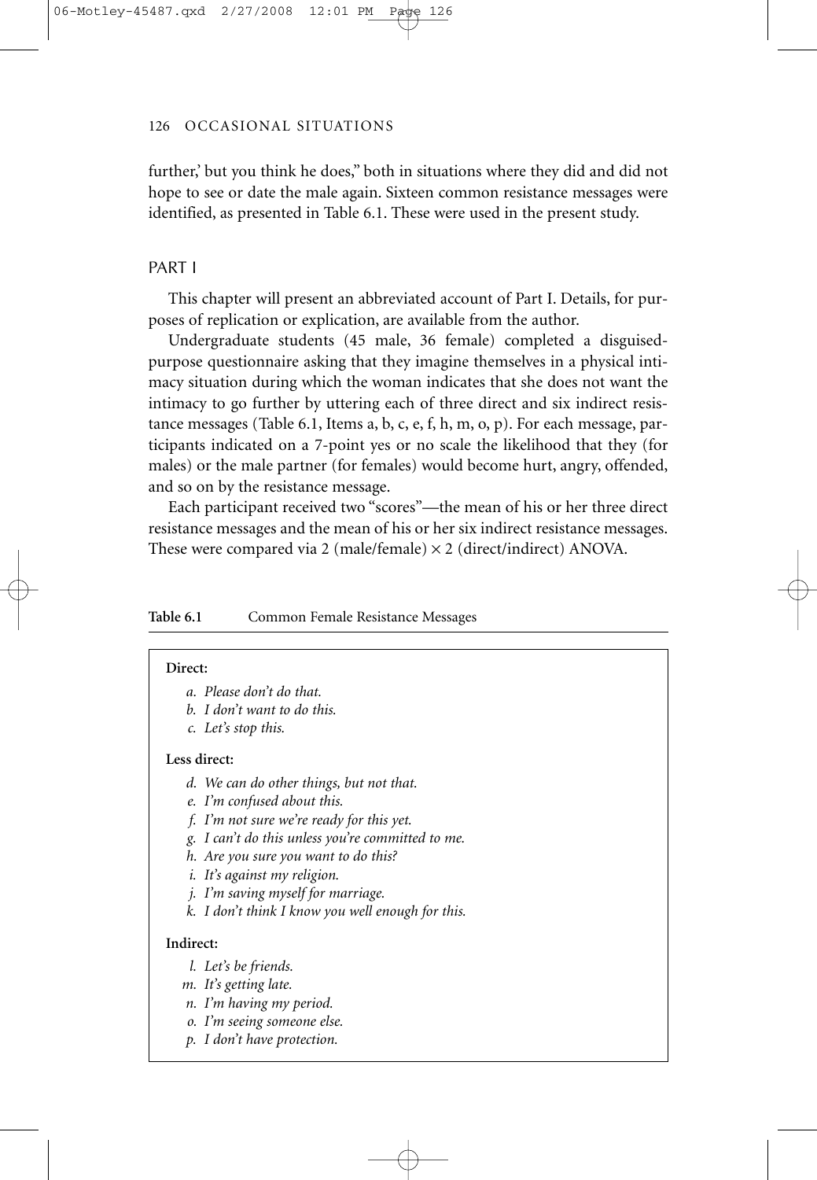further,' but you think he does," both in situations where they did and did not hope to see or date the male again. Sixteen common resistance messages were identified, as presented in Table 6.1. These were used in the present study.

## PART I

This chapter will present an abbreviated account of Part I. Details, for purposes of replication or explication, are available from the author.

Undergraduate students (45 male, 36 female) completed a disguised-purpose questionnaire asking that they imagine themselves in a physical intimacy situation during which the woman indicates that she does not want the intimacy to go further by uttering each of three direct and six indirect resistance messages (Table 6.1, Items a, b, c, e, f, h, m, o, p). For each message, participants indicated on a 7-point yes or no scale the likelihood that they (for males) or the male partner (for females) would become hurt, angry, offended, and so on by the resistance message.

Each participant received two "scores"—the mean of his or her three direct resistance messages and the mean of his or her six indirect resistance messages. These were compared via 2 (male/female) × 2 (direct/indirect) ANOVA.

**Table 6.1** Common Female Resistance Messages

**Direct:**

- *a. Please don't do that.*
- *b. I don't want to do this.*
- *c. Let's stop this.*

**Less direct:**

- *d. We can do other things, but not that.*
- *e. I'm confused about this.*
- *f. I'm not sure we're ready for this yet.*
- *g. I can't do this unless you're committed to me.*
- *h. Are you sure you want to do this?*
- *i. It's against my religion.*
- *j. I'm saving myself for marriage.*
- *k. I don't think I know you well enough for this.*

**Indirect:**

- *l. Let's be friends.*
- *m. It's getting late.*
- *n. I'm having my period.*
- *o. I'm seeing someone else.*
- *p. I don't have protection.*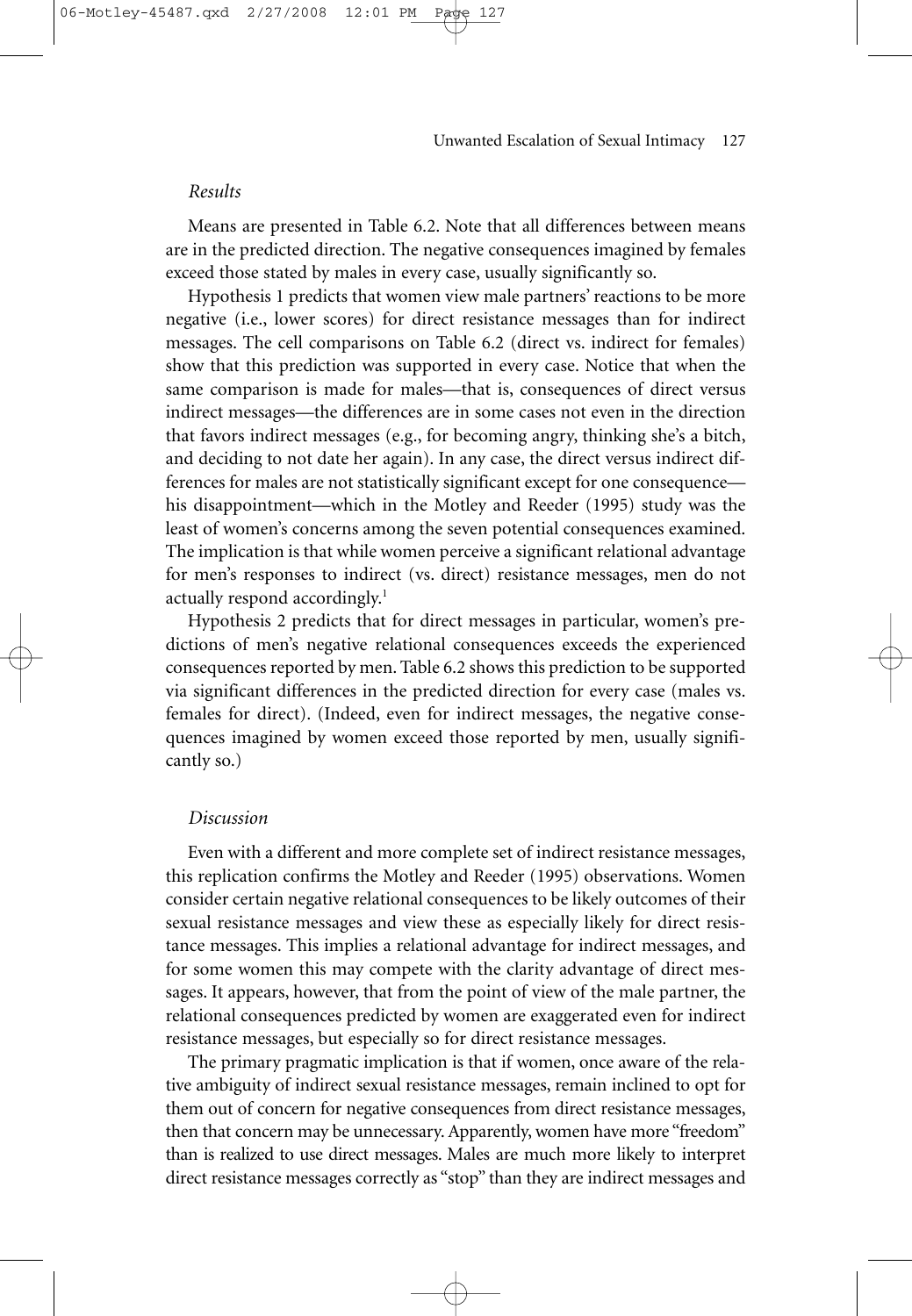### *Results*

Means are presented in Table 6.2. Note that all differences between means are in the predicted direction. The negative consequences imagined by females exceed those stated by males in every case, usually significantly so.

Hypothesis 1 predicts that women view male partners' reactions to be more negative (i.e., lower scores) for direct resistance messages than for indirect messages. The cell comparisons on Table 6.2 (direct vs. indirect for females) show that this prediction was supported in every case. Notice that when the same comparison is made for males—that is, consequences of direct versus indirect messages—the differences are in some cases not even in the direction that favors indirect messages (e.g., for becoming angry, thinking she's a bitch, and deciding to not date her again). In any case, the direct versus indirect differences for males are not statistically significant except for one consequence—his disappointment—which in the Motley and Reeder (1995) study was the least of women's concerns among the seven potential consequences examined. The implication is that while women perceive a significant relational advantage for men's responses to indirect (vs. direct) resistance messages, men do not actually respond accordingly.[1]

Hypothesis 2 predicts that for direct messages in particular, women's predictions of men's negative relational consequences exceeds the experienced consequences reported by men. Table 6.2 shows this prediction to be supported via significant differences in the predicted direction for every case (males vs. females for direct). (Indeed, even for indirect messages, the negative consequences imagined by women exceed those reported by men, usually significantly so.)

### *Discussion*

Even with a different and more complete set of indirect resistance messages, this replication confirms the Motley and Reeder (1995) observations. Women consider certain negative relational consequences to be likely outcomes of their sexual resistance messages and view these as especially likely for direct resistance messages. This implies a relational advantage for indirect messages, and for some women this may compete with the clarity advantage of direct messages. It appears, however, that from the point of view of the male partner, the relational consequences predicted by women are exaggerated even for indirect resistance messages, but especially so for direct resistance messages.

The primary pragmatic implication is that if women, once aware of the relative ambiguity of indirect sexual resistance messages, remain inclined to opt for them out of concern for negative consequences from direct resistance messages, then that concern may be unnecessary. Apparently, women have more "freedom" than is realized to use direct messages. Males are much more likely to interpret direct resistance messages correctly as "stop" than they are indirect messages and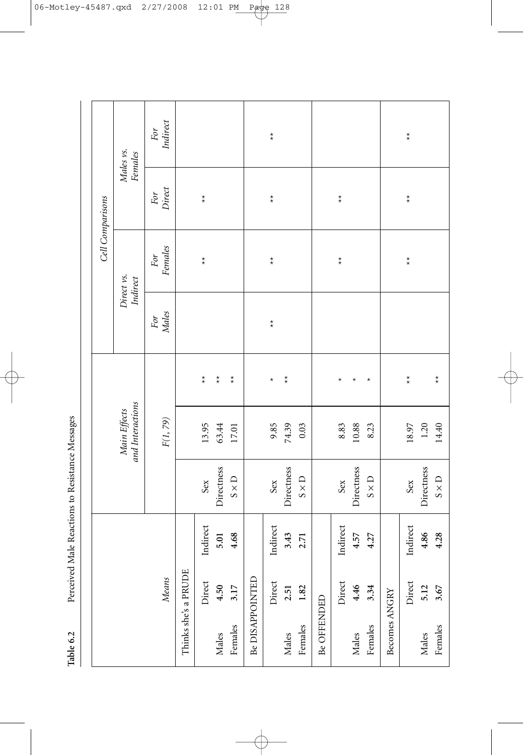**Table 6.2** Perceived Male Reactions to Resistance Messages

| *Means* | | | *Main Effects and Interactions* | | | *Cell Comparisons* | | | |
|---|---|---|---|---|---|---|---|---|---|
| | | | | | | *Direct vs. Indirect* | | *Males vs. Females* | |
| | | | | *F(1, 79)* | | *For Males* | *For Females* | *For Direct* | *For Indirect* |
| Thinks she's a PRUDE | | | | | | | | | |
| | Direct | Indirect | Sex | 13.95 | ** | | | | |
| Males | **4.50** | **5.01** | Directness | 63.44 | ** | | ** | ** | |
| Females | **3.17** | **4.68** | S × D | 17.01 | ** | | | | |
| Be DISAPPOINTED | | | | | | | | | |
| | Direct | Indirect | Sex | 9.85 | * | | | | |
| Males | **2.51** | **3.43** | Directness | 74.39 | ** | ** | ** | ** | ** |
| Females | **1.82** | **2.71** | S × D | 0.03 | | | | | |
| Be OFFENDED | | | | | | | | | |
| | Direct | Indirect | Sex | 8.83 | * | | | | |
| Males | **4.46** | **4.57** | Directness | 10.88 | * | | ** | ** | |
| Females | **3.34** | **4.27** | S × D | 8.23 | * | | | | |
| Becomes ANGRY | | | | | | | | | |
| | Direct | Indirect | Sex | 18.97 | ** | | | | |
| Males | **5.12** | **4.86** | Directness | 1.20 | | | ** | ** | ** |
| Females | **3.67** | **4.28** | S × D | 14.40 | ** | | | | |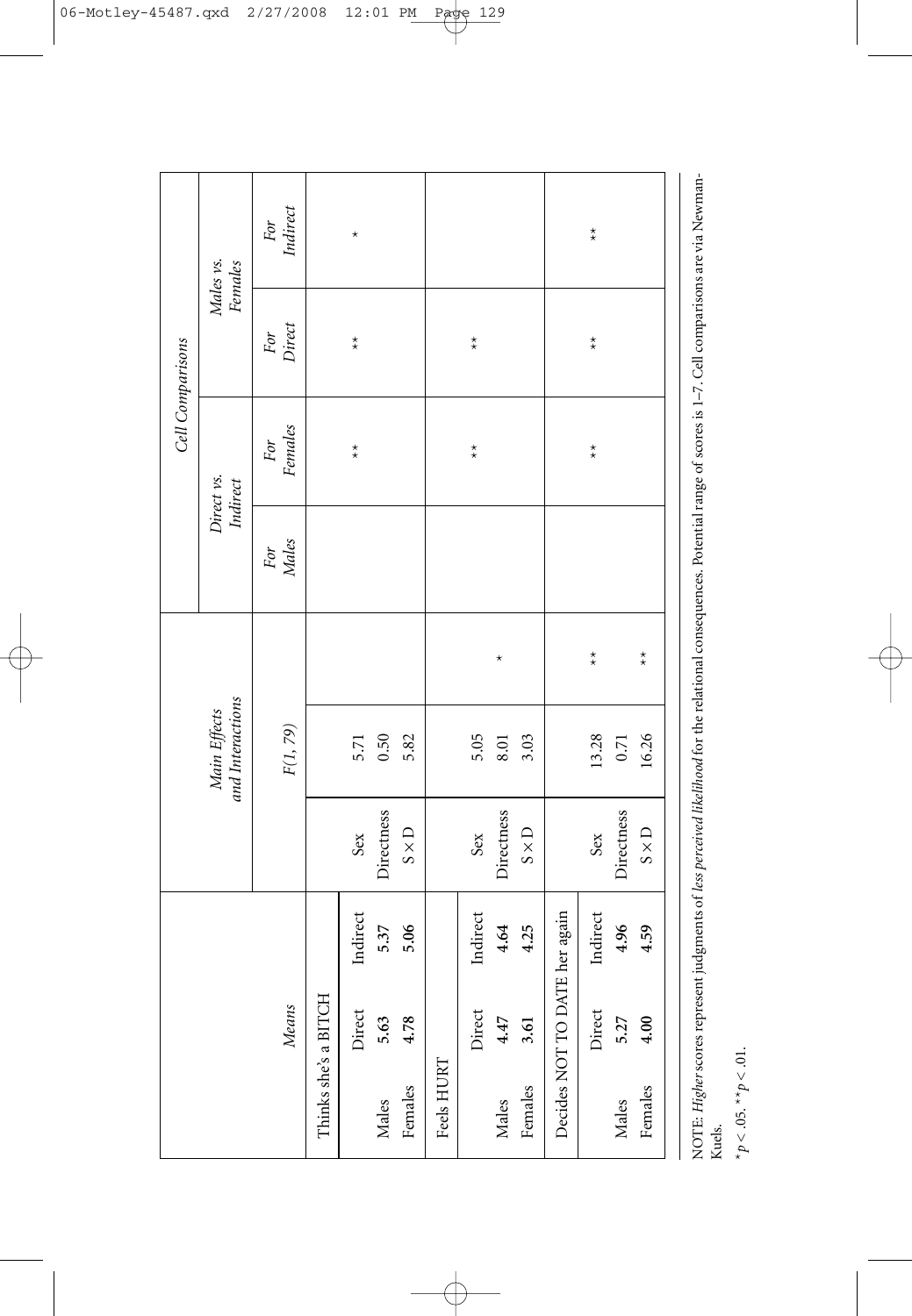| Means | | | Main Effects and Interactions | | | Cell Comparisons | | | |
|---|---|---|---|---|---|---|---|---|---|
| | | | | | | Direct vs. Indirect | | Males vs. Females | |
| | | | | $F(1, 79)$ | | For Males | For Females | For Direct | For Indirect |
| Thinks she's a BITCH | | | | | | | | | |
| | Direct | Indirect | Sex | 5.71 | | | ** | ** | * |
| Males | **5.63** | **5.37** | Directness | 0.50 | | | | | |
| Females | **4.78** | **5.06** | S × D | 5.82 | | | | | |
| Feels HURT | | | | | | | | | |
| | Direct | Indirect | Sex | 5.05 | | | ** | ** | |
| Males | **4.47** | **4.64** | Directness | 8.01 | * | | | | |
| Females | **3.61** | **4.25** | S × D | 3.03 | | | | | |
| Decides NOT TO DATE her again | | | | | | | | | |
| | Direct | Indirect | Sex | 13.28 | ** | | ** | ** | ** |
| Males | **5.27** | **4.96** | Directness | 0.71 | | | | | |
| Females | **4.00** | **4.59** | S × D | 16.26 | ** | | | | |

NOTE: *Higher* scores represent judgments of *less perceived likelihood* for the relational consequences. Potential range of scores is 1–7. Cell comparisons are via Newman-Kuels.

$*p < .05$. $**p < .01$.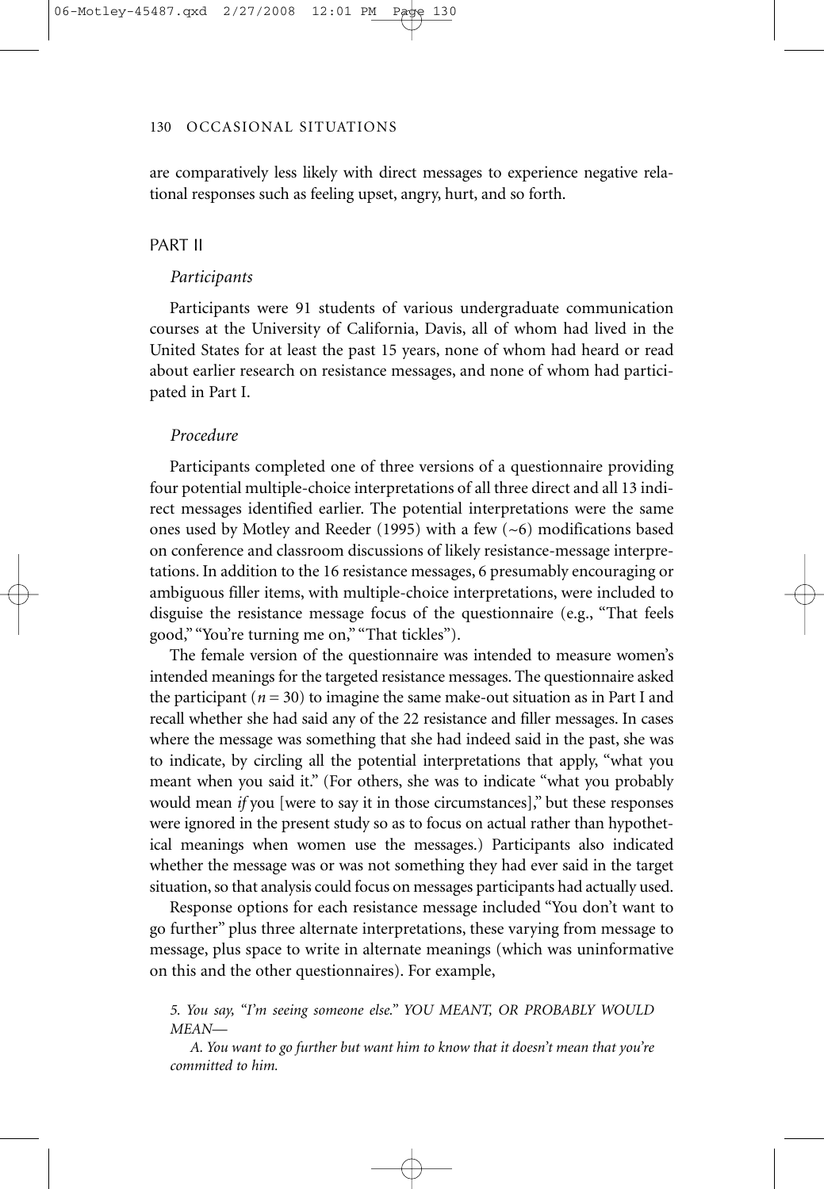are comparatively less likely with direct messages to experience negative relational responses such as feeling upset, angry, hurt, and so forth.

## PART II

### *Participants*

Participants were 91 students of various undergraduate communication courses at the University of California, Davis, all of whom had lived in the United States for at least the past 15 years, none of whom had heard or read about earlier research on resistance messages, and none of whom had participated in Part I.

### *Procedure*

Participants completed one of three versions of a questionnaire providing four potential multiple-choice interpretations of all three direct and all 13 indirect messages identified earlier. The potential interpretations were the same ones used by Motley and Reeder (1995) with a few (~6) modifications based on conference and classroom discussions of likely resistance-message interpretations. In addition to the 16 resistance messages, 6 presumably encouraging or ambiguous filler items, with multiple-choice interpretations, were included to disguise the resistance message focus of the questionnaire (e.g., "That feels good," "You're turning me on," "That tickles").

The female version of the questionnaire was intended to measure women's intended meanings for the targeted resistance messages. The questionnaire asked the participant ($n = 30$) to imagine the same make-out situation as in Part I and recall whether she had said any of the 22 resistance and filler messages. In cases where the message was something that she had indeed said in the past, she was to indicate, by circling all the potential interpretations that apply, "what you meant when you said it." (For others, she was to indicate "what you probably would mean *if* you [were to say it in those circumstances]," but these responses were ignored in the present study so as to focus on actual rather than hypothetical meanings when women use the messages.) Participants also indicated whether the message was or was not something they had ever said in the target situation, so that analysis could focus on messages participants had actually used.

Response options for each resistance message included "You don't want to go further" plus three alternate interpretations, these varying from message to message, plus space to write in alternate meanings (which was uninformative on this and the other questionnaires). For example,

*5. You say, "I'm seeing someone else." YOU MEANT, OR PROBABLY WOULD MEAN—*

*A. You want to go further but want him to know that it doesn't mean that you're committed to him.*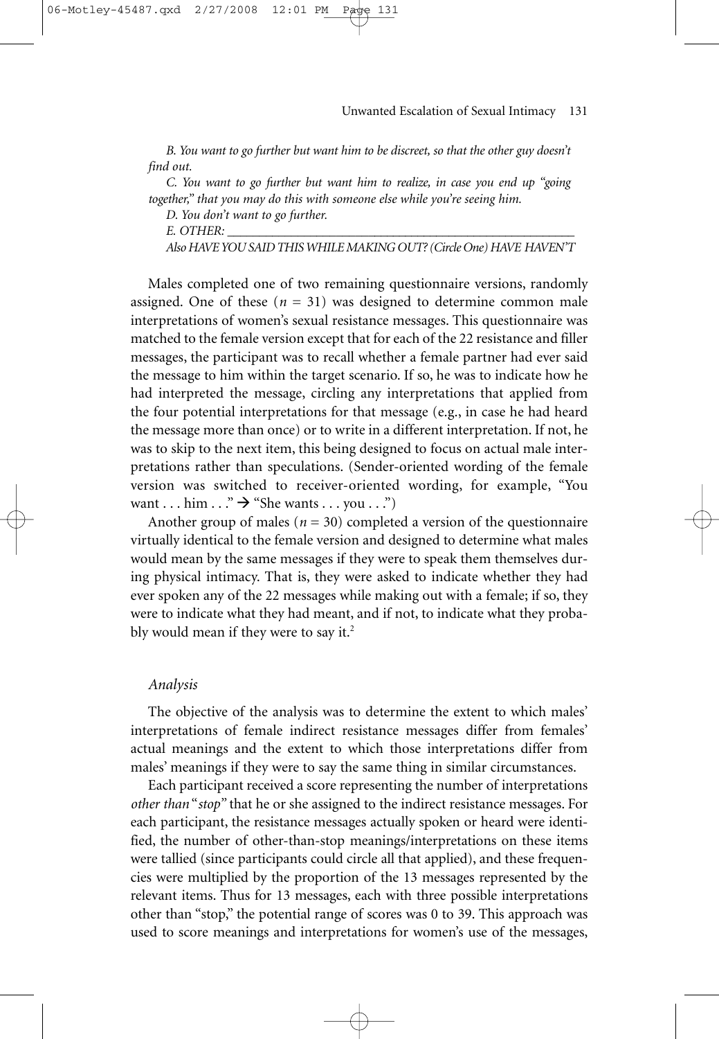*B. You want to go further but want him to be discreet, so that the other guy doesn't find out.*

*C. You want to go further but want him to realize, in case you end up "going together," that you may do this with someone else while you're seeing him.*

*D. You don't want to go further.*

*E. OTHER: ___________________________________________________*

*Also HAVE YOU SAID THIS WHILE MAKING OUT? (Circle One) HAVE HAVEN'T*

Males completed one of two remaining questionnaire versions, randomly assigned. One of these ($n = 31$) was designed to determine common male interpretations of women's sexual resistance messages. This questionnaire was matched to the female version except that for each of the 22 resistance and filler messages, the participant was to recall whether a female partner had ever said the message to him within the target scenario. If so, he was to indicate how he had interpreted the message, circling any interpretations that applied from the four potential interpretations for that message (e.g., in case he had heard the message more than once) or to write in a different interpretation. If not, he was to skip to the next item, this being designed to focus on actual male interpretations rather than speculations. (Sender-oriented wording of the female version was switched to receiver-oriented wording, for example, "You want . . . him . . ." → "She wants . . . you . . .")

Another group of males ($n = 30$) completed a version of the questionnaire virtually identical to the female version and designed to determine what males would mean by the same messages if they were to speak them themselves during physical intimacy. That is, they were asked to indicate whether they had ever spoken any of the 22 messages while making out with a female; if so, they were to indicate what they had meant, and if not, to indicate what they probably would mean if they were to say it.[2]

### *Analysis*

The objective of the analysis was to determine the extent to which males' interpretations of female indirect resistance messages differ from females' actual meanings and the extent to which those interpretations differ from males' meanings if they were to say the same thing in similar circumstances.

Each participant received a score representing the number of interpretations *other than* "*stop*" that he or she assigned to the indirect resistance messages. For each participant, the resistance messages actually spoken or heard were identified, the number of other-than-stop meanings/interpretations on these items were tallied (since participants could circle all that applied), and these frequencies were multiplied by the proportion of the 13 messages represented by the relevant items. Thus for 13 messages, each with three possible interpretations other than "stop," the potential range of scores was 0 to 39. This approach was used to score meanings and interpretations for women's use of the messages,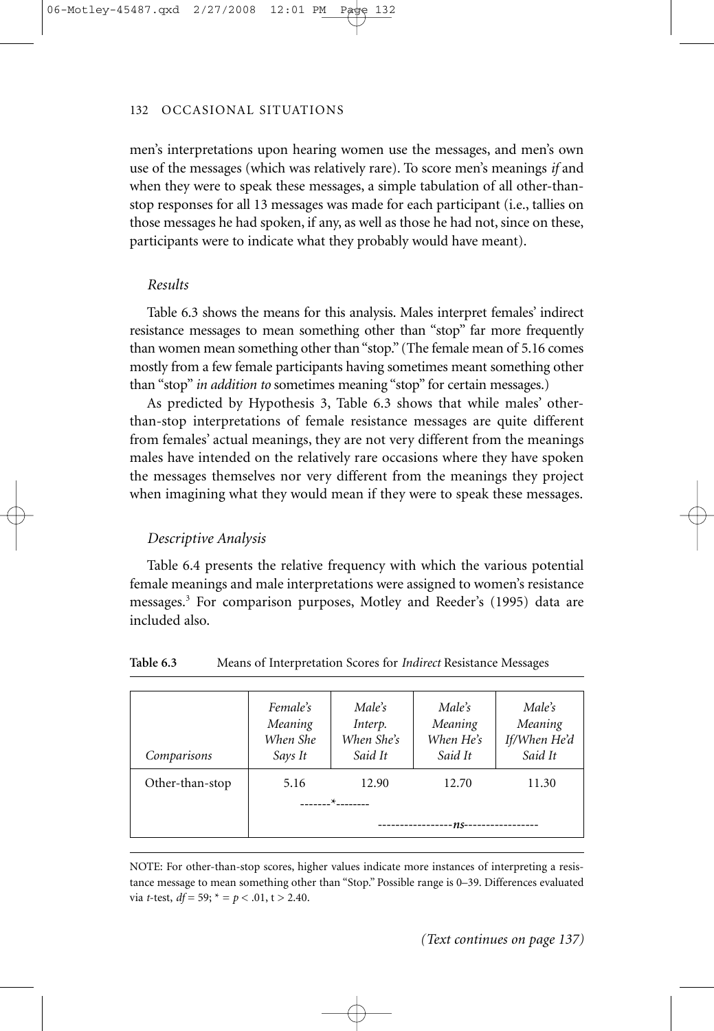men's interpretations upon hearing women use the messages, and men's own use of the messages (which was relatively rare). To score men's meanings *if* and when they were to speak these messages, a simple tabulation of all other-than-stop responses for all 13 messages was made for each participant (i.e., tallies on those messages he had spoken, if any, as well as those he had not, since on these, participants were to indicate what they probably would have meant).

### *Results*

Table 6.3 shows the means for this analysis. Males interpret females' indirect resistance messages to mean something other than "stop" far more frequently than women mean something other than "stop." (The female mean of 5.16 comes mostly from a few female participants having sometimes meant something other than "stop" *in addition to* sometimes meaning "stop" for certain messages.)

As predicted by Hypothesis 3, Table 6.3 shows that while males' other-than-stop interpretations of female resistance messages are quite different from females' actual meanings, they are not very different from the meanings males have intended on the relatively rare occasions where they have spoken the messages themselves nor very different from the meanings they project when imagining what they would mean if they were to speak these messages.

### *Descriptive Analysis*

Table 6.4 presents the relative frequency with which the various potential female meanings and male interpretations were assigned to women's resistance messages.[3] For comparison purposes, Motley and Reeder's (1995) data are included also.

**Table 6.3** Means of Interpretation Scores for *Indirect* Resistance Messages

| *Comparisons* | *Female's Meaning When She Says It* | *Male's Interp. When She's Said It* | *Male's Meaning When He's Said It* | *Male's Meaning If/When He'd Said It* |
|---|---|---|---|---|
| Other-than-stop | 5.16 | 12.90 | 12.70 | 11.30 |
| | -------*-------- | -------*-------- | | |
| | | -----------------*ns*----------------- | -----------------*ns*----------------- | -----------------*ns*----------------- |

NOTE: For other-than-stop scores, higher values indicate more instances of interpreting a resistance message to mean something other than "Stop." Possible range is 0–39. Differences evaluated via *t*-test, $df = 59$; * = $p < .01$, $t > 2.40$.

*(Text continues on page 137)*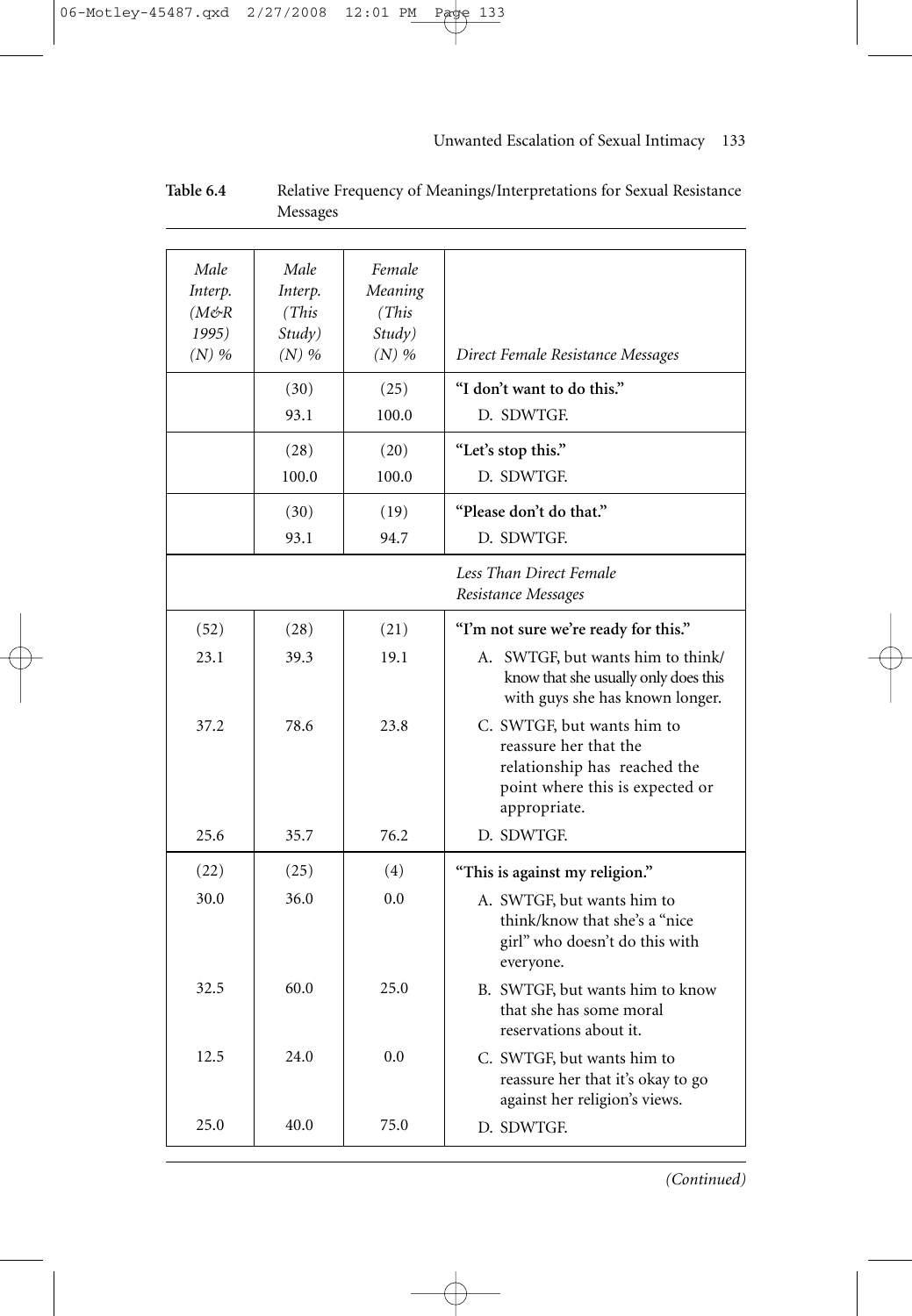**Table 6.4** Relative Frequency of Meanings/Interpretations for Sexual Resistance Messages

| *Male Interp. (M&R 1995) (N) %* | *Male Interp. (This Study) (N) %* | *Female Meaning (This Study) (N) %* | *Direct Female Resistance Messages* |
|---|---|---|---|
| | (30) | (25) | **"I don't want to do this."** |
| | 93.1 | 100.0 | D. SDWTGF. |
| | (28) | (20) | **"Let's stop this."** |
| | 100.0 | 100.0 | D. SDWTGF. |
| | (30) | (19) | **"Please don't do that."** |
| | 93.1 | 94.7 | D. SDWTGF. |
| | | | *Less Than Direct Female Resistance Messages* |
| (52) | (28) | (21) | **"I'm not sure we're ready for this."** |
| 23.1 | 39.3 | 19.1 | A. SWTGF, but wants him to think/know that she usually only does this with guys she has known longer. |
| 37.2 | 78.6 | 23.8 | C. SWTGF, but wants him to reassure her that the relationship has reached the point where this is expected or appropriate. |
| 25.6 | 35.7 | 76.2 | D. SDWTGF. |
| (22) | (25) | (4) | **"This is against my religion."** |
| 30.0 | 36.0 | 0.0 | A. SWTGF, but wants him to think/know that she's a "nice girl" who doesn't do this with everyone. |
| 32.5 | 60.0 | 25.0 | B. SWTGF, but wants him to know that she has some moral reservations about it. |
| 12.5 | 24.0 | 0.0 | C. SWTGF, but wants him to reassure her that it's okay to go against her religion's views. |
| 25.0 | 40.0 | 75.0 | D. SDWTGF. |

*(Continued)*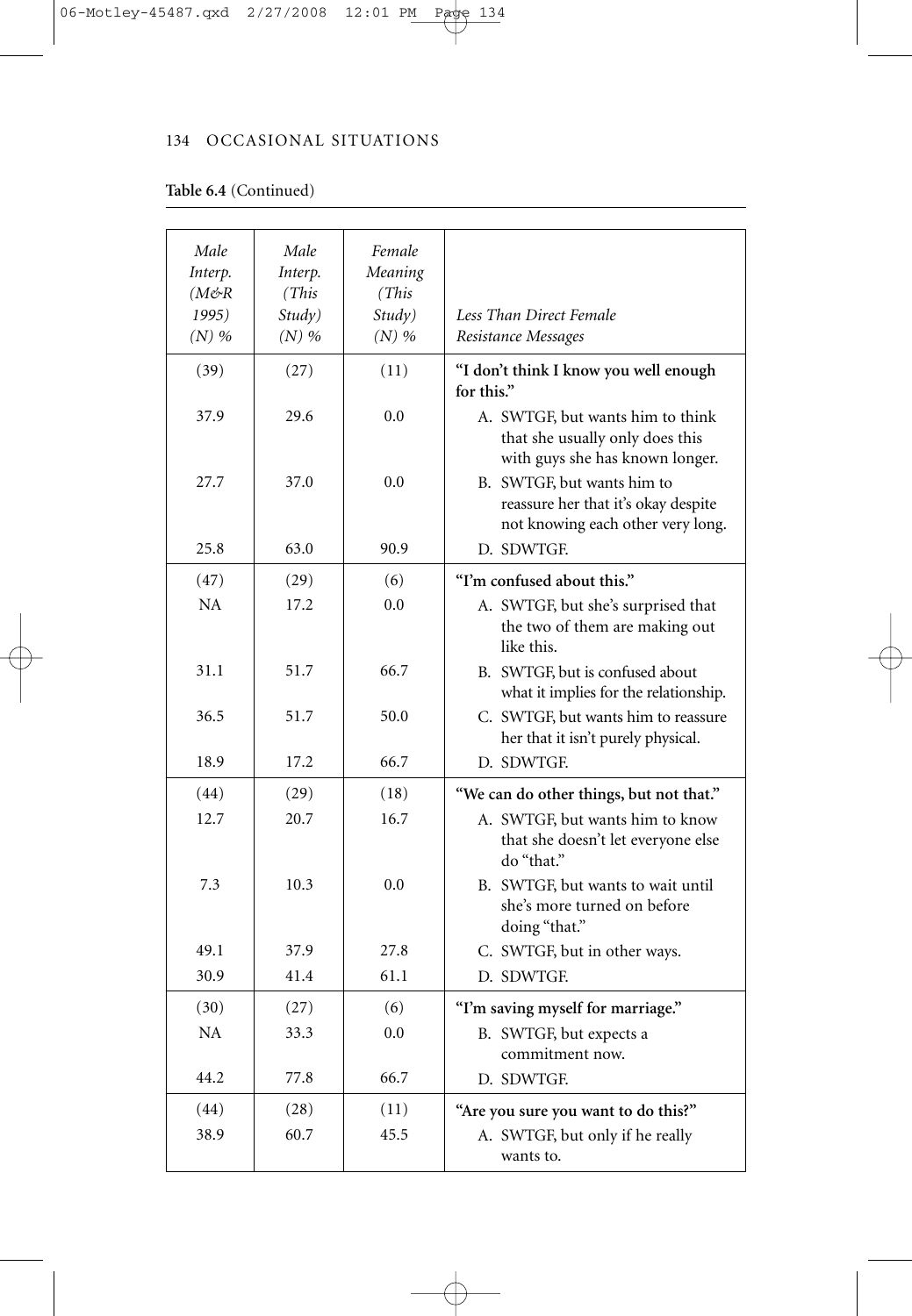**Table 6.4** (Continued)

| *Male Interp. (M&R 1995) (N) %* | *Male Interp. (This Study) (N) %* | *Female Meaning (This Study) (N) %* | *Less Than Direct Female Resistance Messages* |
|---|---|---|---|
| (39) | (27) | (11) | **"I don't think I know you well enough for this."** |
| 37.9 | 29.6 | 0.0 | A. SWTGF, but wants him to think that she usually only does this with guys she has known longer. |
| 27.7 | 37.0 | 0.0 | B. SWTGF, but wants him to reassure her that it's okay despite not knowing each other very long. |
| 25.8 | 63.0 | 90.9 | D. SDWTGF. |
| (47) | (29) | (6) | **"I'm confused about this."** |
| NA | 17.2 | 0.0 | A. SWTGF, but she's surprised that the two of them are making out like this. |
| 31.1 | 51.7 | 66.7 | B. SWTGF, but is confused about what it implies for the relationship. |
| 36.5 | 51.7 | 50.0 | C. SWTGF, but wants him to reassure her that it isn't purely physical. |
| 18.9 | 17.2 | 66.7 | D. SDWTGF. |
| (44) | (29) | (18) | **"We can do other things, but not that."** |
| 12.7 | 20.7 | 16.7 | A. SWTGF, but wants him to know that she doesn't let everyone else do "that." |
| 7.3 | 10.3 | 0.0 | B. SWTGF, but wants to wait until she's more turned on before doing "that." |
| 49.1 | 37.9 | 27.8 | C. SWTGF, but in other ways. |
| 30.9 | 41.4 | 61.1 | D. SDWTGF. |
| (30) | (27) | (6) | **"I'm saving myself for marriage."** |
| NA | 33.3 | 0.0 | B. SWTGF, but expects a commitment now. |
| 44.2 | 77.8 | 66.7 | D. SDWTGF. |
| (44) | (28) | (11) | **"Are you sure you want to do this?"** |
| 38.9 | 60.7 | 45.5 | A. SWTGF, but only if he really wants to. |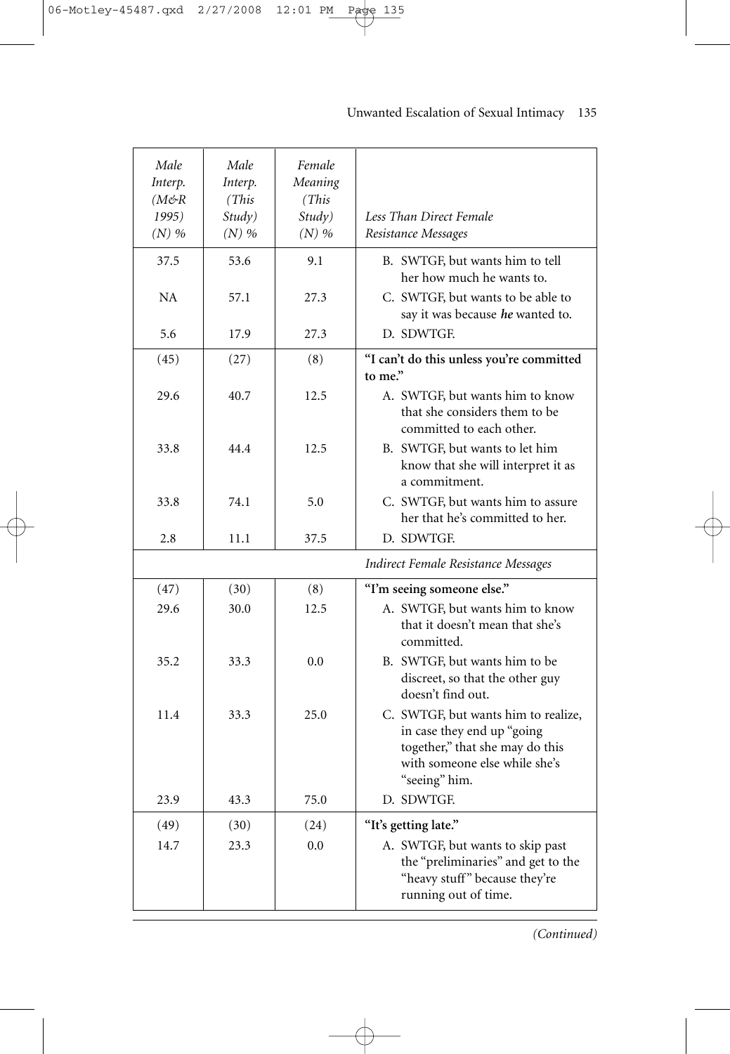| *Male Interp. (M&R 1995) (N) %* | *Male Interp. (This Study) (N) %* | *Female Meaning (This Study) (N) %* | *Less Than Direct Female Resistance Messages* |
|---|---|---|---|
| 37.5 | 53.6 | 9.1 | B. SWTGF, but wants him to tell her how much he wants to. |
| NA | 57.1 | 27.3 | C. SWTGF, but wants to be able to say it was because ***he*** wanted to. |
| 5.6 | 17.9 | 27.3 | D. SDWTGF. |
| (45) | (27) | (8) | **"I can't do this unless you're committed to me."** |
| 29.6 | 40.7 | 12.5 | A. SWTGF, but wants him to know that she considers them to be committed to each other. |
| 33.8 | 44.4 | 12.5 | B. SWTGF, but wants to let him know that she will interpret it as a commitment. |
| 33.8 | 74.1 | 5.0 | C. SWTGF, but wants him to assure her that he's committed to her. |
| 2.8 | 11.1 | 37.5 | D. SDWTGF. |
| | | | *Indirect Female Resistance Messages* |
| (47) | (30) | (8) | **"I'm seeing someone else."** |
| 29.6 | 30.0 | 12.5 | A. SWTGF, but wants him to know that it doesn't mean that she's committed. |
| 35.2 | 33.3 | 0.0 | B. SWTGF, but wants him to be discreet, so that the other guy doesn't find out. |
| 11.4 | 33.3 | 25.0 | C. SWTGF, but wants him to realize, in case they end up "going together," that she may do this with someone else while she's "seeing" him. |
| 23.9 | 43.3 | 75.0 | D. SDWTGF. |
| (49) | (30) | (24) | **"It's getting late."** |
| 14.7 | 23.3 | 0.0 | A. SWTGF, but wants to skip past the "preliminaries" and get to the "heavy stuff" because they're running out of time. |

*(Continued)*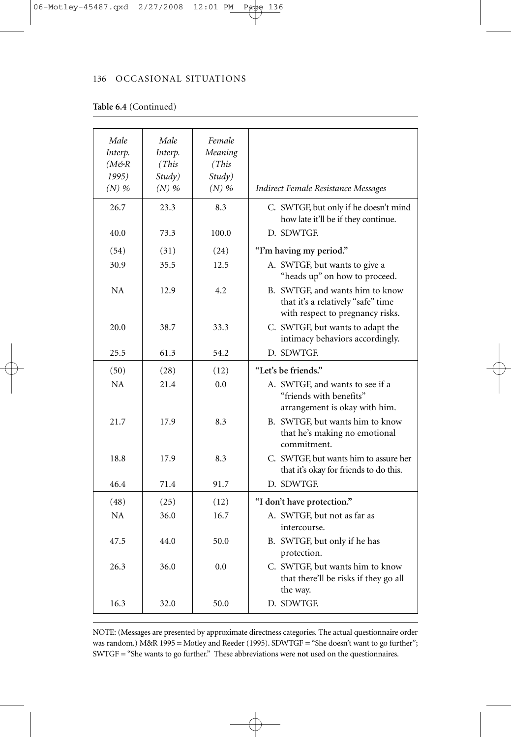**Table 6.4** (Continued)

| *Male Interp. (M&R 1995) (N) %* | *Male Interp. (This Study) (N) %* | *Female Meaning (This Study) (N) %* | *Indirect Female Resistance Messages* |
|---|---|---|---|
| 26.7 | 23.3 | 8.3 | C. SWTGF, but only if he doesn't mind how late it'll be if they continue. |
| 40.0 | 73.3 | 100.0 | D. SDWTGF. |
| (54) | (31) | (24) | **"I'm having my period."** |
| 30.9 | 35.5 | 12.5 | A. SWTGF, but wants to give a "heads up" on how to proceed. |
| NA | 12.9 | 4.2 | B. SWTGF, and wants him to know that it's a relatively "safe" time with respect to pregnancy risks. |
| 20.0 | 38.7 | 33.3 | C. SWTGF, but wants to adapt the intimacy behaviors accordingly. |
| 25.5 | 61.3 | 54.2 | D. SDWTGF. |
| (50) | (28) | (12) | **"Let's be friends."** |
| NA | 21.4 | 0.0 | A. SWTGF, and wants to see if a "friends with benefits" arrangement is okay with him. |
| 21.7 | 17.9 | 8.3 | B. SWTGF, but wants him to know that he's making no emotional commitment. |
| 18.8 | 17.9 | 8.3 | C. SWTGF, but wants him to assure her that it's okay for friends to do this. |
| 46.4 | 71.4 | 91.7 | D. SDWTGF. |
| (48) | (25) | (12) | **"I don't have protection."** |
| NA | 36.0 | 16.7 | A. SWTGF, but not as far as intercourse. |
| 47.5 | 44.0 | 50.0 | B. SWTGF, but only if he has protection. |
| 26.3 | 36.0 | 0.0 | C. SWTGF, but wants him to know that there'll be risks if they go all the way. |
| 16.3 | 32.0 | 50.0 | D. SDWTGF. |

NOTE: (Messages are presented by approximate directness categories. The actual questionnaire order was random.) M&R 1995 = Motley and Reeder (1995). SDWTGF = "She doesn't want to go further"; SWTGF = "She wants to go further." These abbreviations were **not** used on the questionnaires.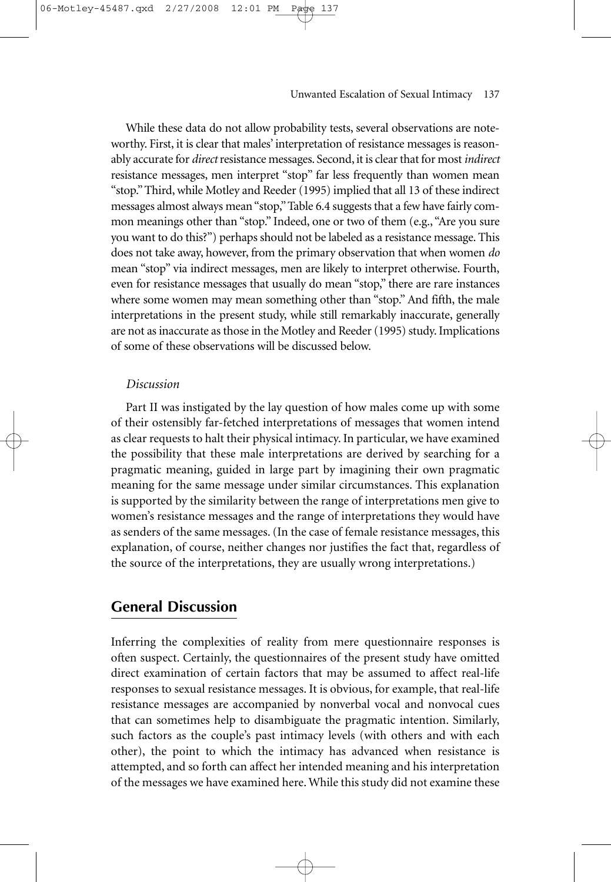While these data do not allow probability tests, several observations are noteworthy. First, it is clear that males' interpretation of resistance messages is reasonably accurate for *direct* resistance messages. Second, it is clear that for most *indirect* resistance messages, men interpret "stop" far less frequently than women mean "stop." Third, while Motley and Reeder (1995) implied that all 13 of these indirect messages almost always mean "stop," Table 6.4 suggests that a few have fairly common meanings other than "stop." Indeed, one or two of them (e.g., "Are you sure you want to do this?") perhaps should not be labeled as a resistance message. This does not take away, however, from the primary observation that when women *do* mean "stop" via indirect messages, men are likely to interpret otherwise. Fourth, even for resistance messages that usually do mean "stop," there are rare instances where some women may mean something other than "stop." And fifth, the male interpretations in the present study, while still remarkably inaccurate, generally are not as inaccurate as those in the Motley and Reeder (1995) study. Implications of some of these observations will be discussed below.

### *Discussion*

Part II was instigated by the lay question of how males come up with some of their ostensibly far-fetched interpretations of messages that women intend as clear requests to halt their physical intimacy. In particular, we have examined the possibility that these male interpretations are derived by searching for a pragmatic meaning, guided in large part by imagining their own pragmatic meaning for the same message under similar circumstances. This explanation is supported by the similarity between the range of interpretations men give to women's resistance messages and the range of interpretations they would have as senders of the same messages. (In the case of female resistance messages, this explanation, of course, neither changes nor justifies the fact that, regardless of the source of the interpretations, they are usually wrong interpretations.)

## General Discussion

Inferring the complexities of reality from mere questionnaire responses is often suspect. Certainly, the questionnaires of the present study have omitted direct examination of certain factors that may be assumed to affect real-life responses to sexual resistance messages. It is obvious, for example, that real-life resistance messages are accompanied by nonverbal vocal and nonvocal cues that can sometimes help to disambiguate the pragmatic intention. Similarly, such factors as the couple's past intimacy levels (with others and with each other), the point to which the intimacy has advanced when resistance is attempted, and so forth can affect her intended meaning and his interpretation of the messages we have examined here. While this study did not examine these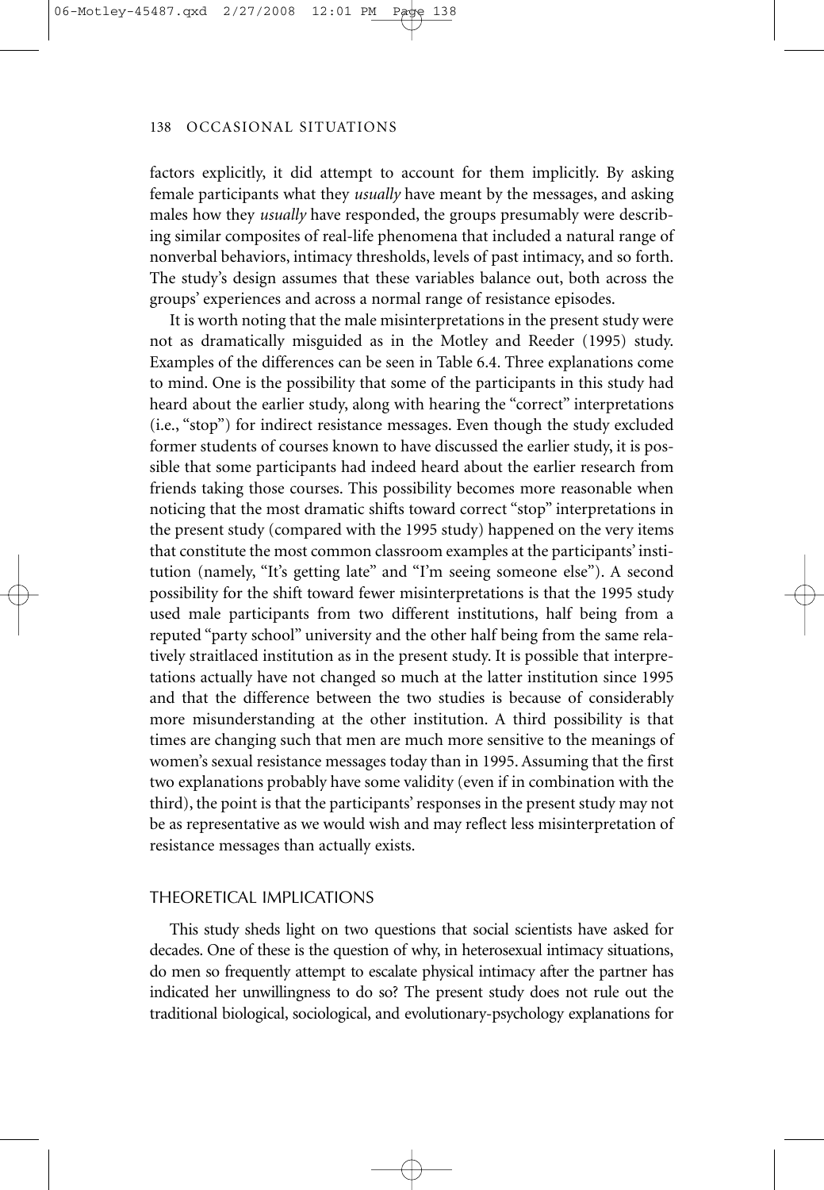factors explicitly, it did attempt to account for them implicitly. By asking female participants what they *usually* have meant by the messages, and asking males how they *usually* have responded, the groups presumably were describing similar composites of real-life phenomena that included a natural range of nonverbal behaviors, intimacy thresholds, levels of past intimacy, and so forth. The study's design assumes that these variables balance out, both across the groups' experiences and across a normal range of resistance episodes.

It is worth noting that the male misinterpretations in the present study were not as dramatically misguided as in the Motley and Reeder (1995) study. Examples of the differences can be seen in Table 6.4. Three explanations come to mind. One is the possibility that some of the participants in this study had heard about the earlier study, along with hearing the "correct" interpretations (i.e., "stop") for indirect resistance messages. Even though the study excluded former students of courses known to have discussed the earlier study, it is possible that some participants had indeed heard about the earlier research from friends taking those courses. This possibility becomes more reasonable when noticing that the most dramatic shifts toward correct "stop" interpretations in the present study (compared with the 1995 study) happened on the very items that constitute the most common classroom examples at the participants' institution (namely, "It's getting late" and "I'm seeing someone else"). A second possibility for the shift toward fewer misinterpretations is that the 1995 study used male participants from two different institutions, half being from a reputed "party school" university and the other half being from the same relatively straitlaced institution as in the present study. It is possible that interpretations actually have not changed so much at the latter institution since 1995 and that the difference between the two studies is because of considerably more misunderstanding at the other institution. A third possibility is that times are changing such that men are much more sensitive to the meanings of women's sexual resistance messages today than in 1995. Assuming that the first two explanations probably have some validity (even if in combination with the third), the point is that the participants' responses in the present study may not be as representative as we would wish and may reflect less misinterpretation of resistance messages than actually exists.

## THEORETICAL IMPLICATIONS

This study sheds light on two questions that social scientists have asked for decades. One of these is the question of why, in heterosexual intimacy situations, do men so frequently attempt to escalate physical intimacy after the partner has indicated her unwillingness to do so? The present study does not rule out the traditional biological, sociological, and evolutionary-psychology explanations for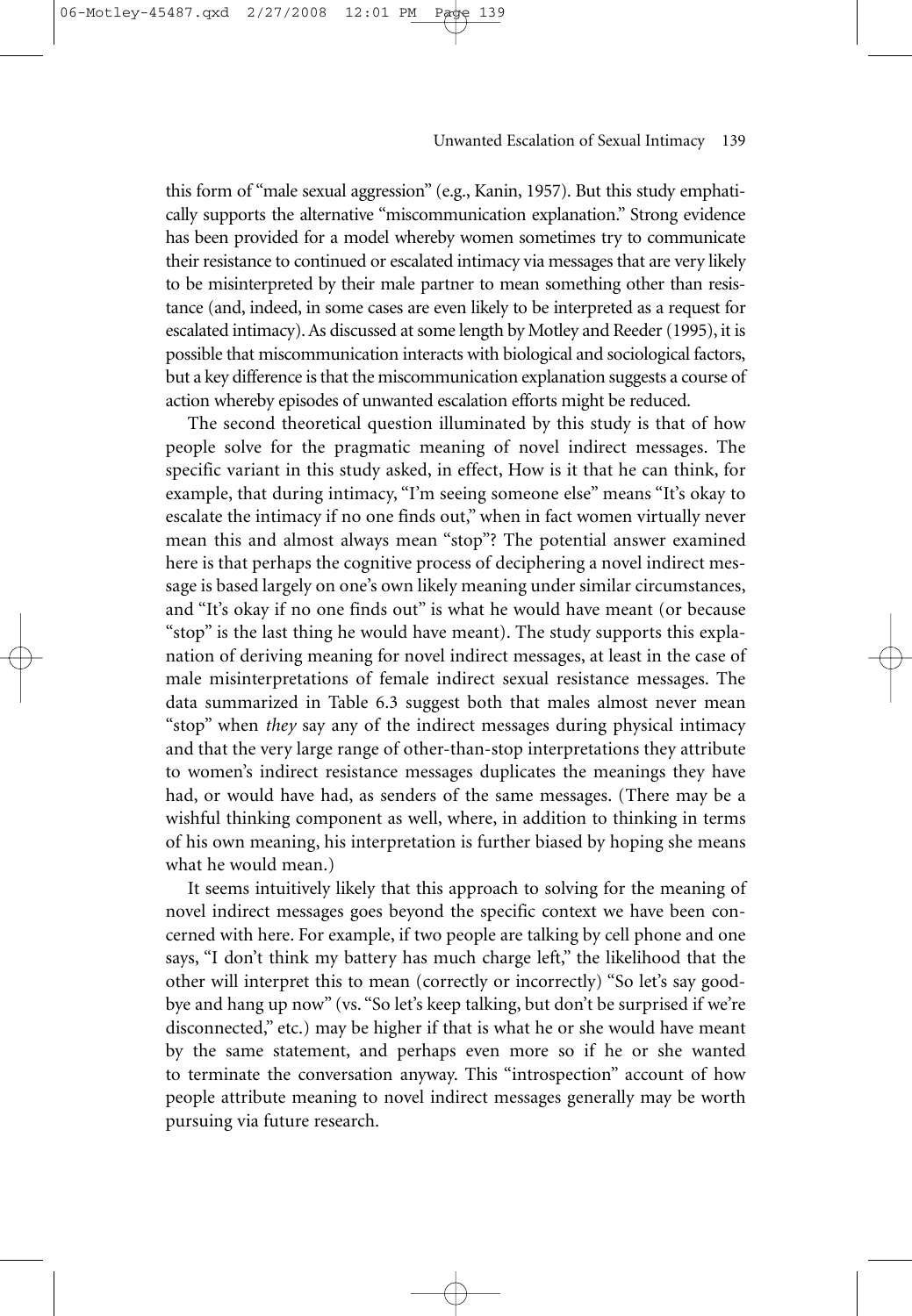this form of "male sexual aggression" (e.g., Kanin, 1957). But this study emphatically supports the alternative "miscommunication explanation." Strong evidence has been provided for a model whereby women sometimes try to communicate their resistance to continued or escalated intimacy via messages that are very likely to be misinterpreted by their male partner to mean something other than resistance (and, indeed, in some cases are even likely to be interpreted as a request for escalated intimacy). As discussed at some length by Motley and Reeder (1995), it is possible that miscommunication interacts with biological and sociological factors, but a key difference is that the miscommunication explanation suggests a course of action whereby episodes of unwanted escalation efforts might be reduced.

The second theoretical question illuminated by this study is that of how people solve for the pragmatic meaning of novel indirect messages. The specific variant in this study asked, in effect, How is it that he can think, for example, that during intimacy, "I'm seeing someone else" means "It's okay to escalate the intimacy if no one finds out," when in fact women virtually never mean this and almost always mean "stop"? The potential answer examined here is that perhaps the cognitive process of deciphering a novel indirect message is based largely on one's own likely meaning under similar circumstances, and "It's okay if no one finds out" is what he would have meant (or because "stop" is the last thing he would have meant). The study supports this explanation of deriving meaning for novel indirect messages, at least in the case of male misinterpretations of female indirect sexual resistance messages. The data summarized in Table 6.3 suggest both that males almost never mean "stop" when *they* say any of the indirect messages during physical intimacy and that the very large range of other-than-stop interpretations they attribute to women's indirect resistance messages duplicates the meanings they have had, or would have had, as senders of the same messages. (There may be a wishful thinking component as well, where, in addition to thinking in terms of his own meaning, his interpretation is further biased by hoping she means what he would mean.)

It seems intuitively likely that this approach to solving for the meaning of novel indirect messages goes beyond the specific context we have been concerned with here. For example, if two people are talking by cell phone and one says, "I don't think my battery has much charge left," the likelihood that the other will interpret this to mean (correctly or incorrectly) "So let's say goodbye and hang up now" (vs. "So let's keep talking, but don't be surprised if we're disconnected," etc.) may be higher if that is what he or she would have meant by the same statement, and perhaps even more so if he or she wanted to terminate the conversation anyway. This "introspection" account of how people attribute meaning to novel indirect messages generally may be worth pursuing via future research.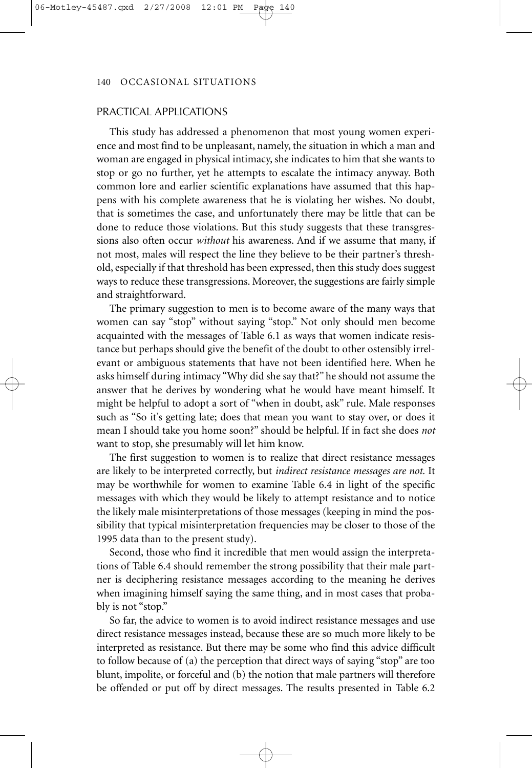## PRACTICAL APPLICATIONS

This study has addressed a phenomenon that most young women experience and most find to be unpleasant, namely, the situation in which a man and woman are engaged in physical intimacy, she indicates to him that she wants to stop or go no further, yet he attempts to escalate the intimacy anyway. Both common lore and earlier scientific explanations have assumed that this happens with his complete awareness that he is violating her wishes. No doubt, that is sometimes the case, and unfortunately there may be little that can be done to reduce those violations. But this study suggests that these transgressions also often occur *without* his awareness. And if we assume that many, if not most, males will respect the line they believe to be their partner's threshold, especially if that threshold has been expressed, then this study does suggest ways to reduce these transgressions. Moreover, the suggestions are fairly simple and straightforward.

The primary suggestion to men is to become aware of the many ways that women can say "stop" without saying "stop." Not only should men become acquainted with the messages of Table 6.1 as ways that women indicate resistance but perhaps should give the benefit of the doubt to other ostensibly irrelevant or ambiguous statements that have not been identified here. When he asks himself during intimacy "Why did she say that?" he should not assume the answer that he derives by wondering what he would have meant himself. It might be helpful to adopt a sort of "when in doubt, ask" rule. Male responses such as "So it's getting late; does that mean you want to stay over, or does it mean I should take you home soon?" should be helpful. If in fact she does *not* want to stop, she presumably will let him know.

The first suggestion to women is to realize that direct resistance messages are likely to be interpreted correctly, but *indirect resistance messages are not.* It may be worthwhile for women to examine Table 6.4 in light of the specific messages with which they would be likely to attempt resistance and to notice the likely male misinterpretations of those messages (keeping in mind the possibility that typical misinterpretation frequencies may be closer to those of the 1995 data than to the present study).

Second, those who find it incredible that men would assign the interpretations of Table 6.4 should remember the strong possibility that their male partner is deciphering resistance messages according to the meaning he derives when imagining himself saying the same thing, and in most cases that probably is not "stop."

So far, the advice to women is to avoid indirect resistance messages and use direct resistance messages instead, because these are so much more likely to be interpreted as resistance. But there may be some who find this advice difficult to follow because of (a) the perception that direct ways of saying "stop" are too blunt, impolite, or forceful and (b) the notion that male partners will therefore be offended or put off by direct messages. The results presented in Table 6.2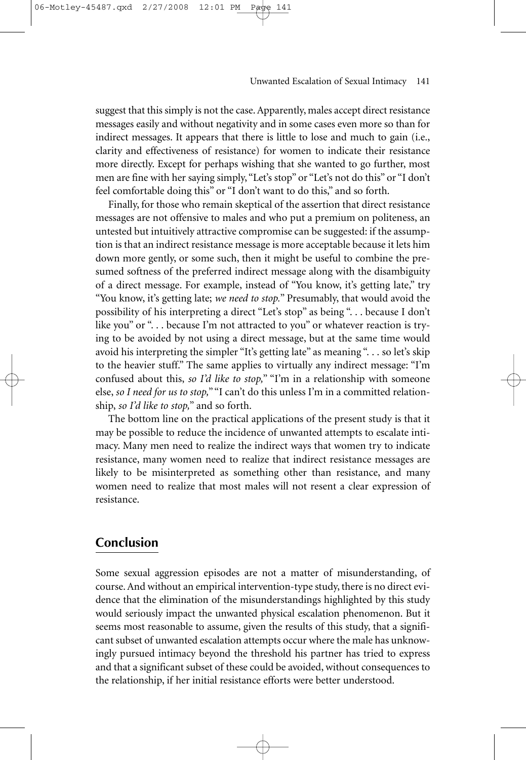suggest that this simply is not the case. Apparently, males accept direct resistance messages easily and without negativity and in some cases even more so than for indirect messages. It appears that there is little to lose and much to gain (i.e., clarity and effectiveness of resistance) for women to indicate their resistance more directly. Except for perhaps wishing that she wanted to go further, most men are fine with her saying simply, "Let's stop" or "Let's not do this" or "I don't feel comfortable doing this" or "I don't want to do this," and so forth.

Finally, for those who remain skeptical of the assertion that direct resistance messages are not offensive to males and who put a premium on politeness, an untested but intuitively attractive compromise can be suggested: if the assumption is that an indirect resistance message is more acceptable because it lets him down more gently, or some such, then it might be useful to combine the presumed softness of the preferred indirect message along with the disambiguity of a direct message. For example, instead of "You know, it's getting late," try "You know, it's getting late; *we need to stop.*" Presumably, that would avoid the possibility of his interpreting a direct "Let's stop" as being ". . . because I don't like you" or ". . . because I'm not attracted to you" or whatever reaction is trying to be avoided by not using a direct message, but at the same time would avoid his interpreting the simpler "It's getting late" as meaning ". . . so let's skip to the heavier stuff." The same applies to virtually any indirect message: "I'm confused about this, *so I'd like to stop,*" "I'm in a relationship with someone else, *so I need for us to stop,*" "I can't do this unless I'm in a committed relationship, *so I'd like to stop,*" and so forth.

The bottom line on the practical applications of the present study is that it may be possible to reduce the incidence of unwanted attempts to escalate intimacy. Many men need to realize the indirect ways that women try to indicate resistance, many women need to realize that indirect resistance messages are likely to be misinterpreted as something other than resistance, and many women need to realize that most males will not resent a clear expression of resistance.

## Conclusion

Some sexual aggression episodes are not a matter of misunderstanding, of course. And without an empirical intervention-type study, there is no direct evidence that the elimination of the misunderstandings highlighted by this study would seriously impact the unwanted physical escalation phenomenon. But it seems most reasonable to assume, given the results of this study, that a significant subset of unwanted escalation attempts occur where the male has unknowingly pursued intimacy beyond the threshold his partner has tried to express and that a significant subset of these could be avoided, without consequences to the relationship, if her initial resistance efforts were better understood.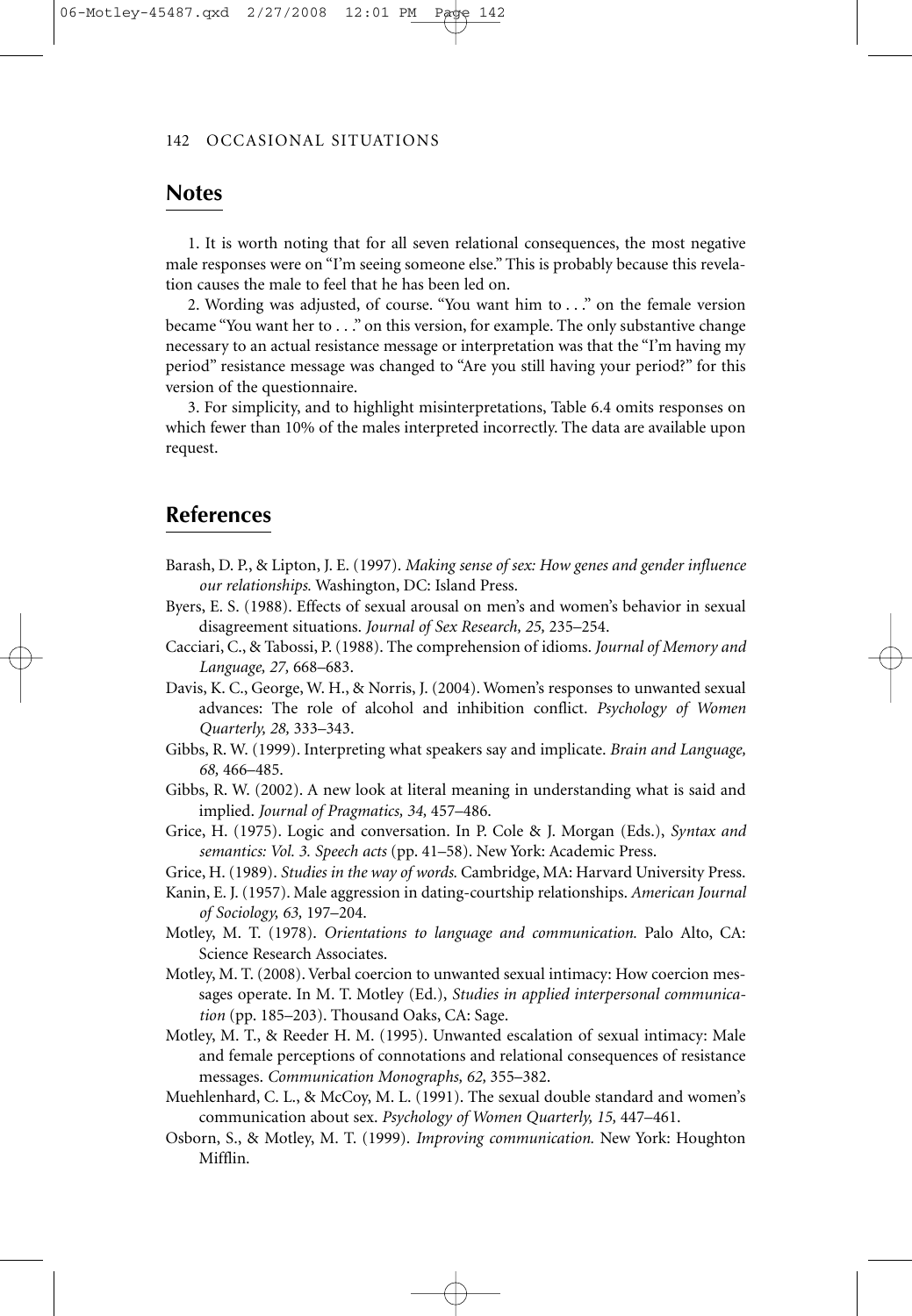## Notes

1. It is worth noting that for all seven relational consequences, the most negative male responses were on "I'm seeing someone else." This is probably because this revelation causes the male to feel that he has been led on.

2. Wording was adjusted, of course. "You want him to . . ." on the female version became "You want her to . . ." on this version, for example. The only substantive change necessary to an actual resistance message or interpretation was that the "I'm having my period" resistance message was changed to "Are you still having your period?" for this version of the questionnaire.

3. For simplicity, and to highlight misinterpretations, Table 6.4 omits responses on which fewer than 10% of the males interpreted incorrectly. The data are available upon request.

## References

Barash, D. P., & Lipton, J. E. (1997). *Making sense of sex: How genes and gender influence our relationships.* Washington, DC: Island Press.

Byers, E. S. (1988). Effects of sexual arousal on men's and women's behavior in sexual disagreement situations. *Journal of Sex Research, 25,* 235–254.

Cacciari, C., & Tabossi, P. (1988). The comprehension of idioms. *Journal of Memory and Language, 27,* 668–683.

Davis, K. C., George, W. H., & Norris, J. (2004). Women's responses to unwanted sexual advances: The role of alcohol and inhibition conflict. *Psychology of Women Quarterly, 28,* 333–343.

Gibbs, R. W. (1999). Interpreting what speakers say and implicate. *Brain and Language, 68,* 466–485.

Gibbs, R. W. (2002). A new look at literal meaning in understanding what is said and implied. *Journal of Pragmatics, 34,* 457–486.

Grice, H. (1975). Logic and conversation. In P. Cole & J. Morgan (Eds.), *Syntax and semantics: Vol. 3. Speech acts* (pp. 41–58). New York: Academic Press.

Grice, H. (1989). *Studies in the way of words.* Cambridge, MA: Harvard University Press.

Kanin, E. J. (1957). Male aggression in dating-courtship relationships. *American Journal of Sociology, 63,* 197–204.

Motley, M. T. (1978). *Orientations to language and communication.* Palo Alto, CA: Science Research Associates.

Motley, M. T. (2008). Verbal coercion to unwanted sexual intimacy: How coercion messages operate. In M. T. Motley (Ed.), *Studies in applied interpersonal communication* (pp. 185–203). Thousand Oaks, CA: Sage.

Motley, M. T., & Reeder H. M. (1995). Unwanted escalation of sexual intimacy: Male and female perceptions of connotations and relational consequences of resistance messages. *Communication Monographs, 62,* 355–382.

Muehlenhard, C. L., & McCoy, M. L. (1991). The sexual double standard and women's communication about sex. *Psychology of Women Quarterly, 15,* 447–461.

Osborn, S., & Motley, M. T. (1999). *Improving communication.* New York: Houghton Mifflin.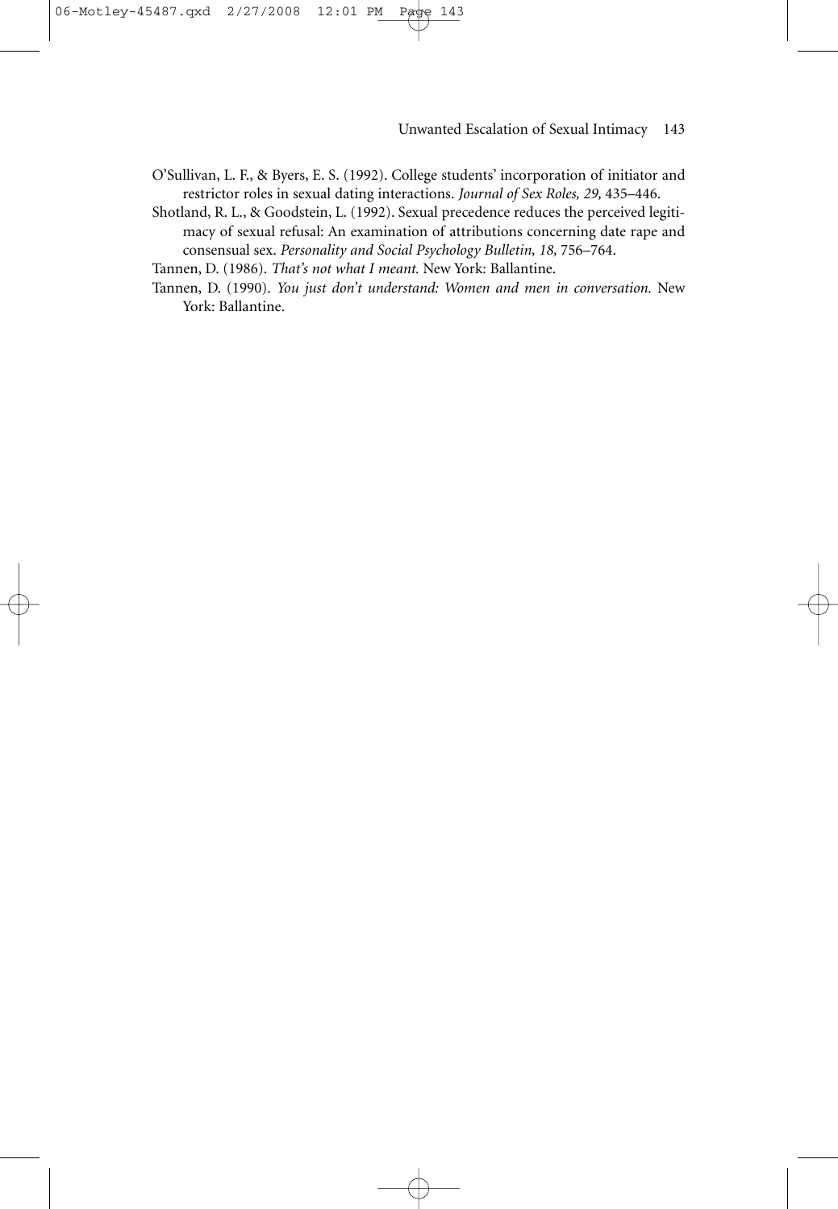O'Sullivan, L. F., & Byers, E. S. (1992). College students' incorporation of initiator and restrictor roles in sexual dating interactions. *Journal of Sex Roles, 29,* 435–446.

Shotland, R. L., & Goodstein, L. (1992). Sexual precedence reduces the perceived legitimacy of sexual refusal: An examination of attributions concerning date rape and consensual sex. *Personality and Social Psychology Bulletin, 18,* 756–764.

Tannen, D. (1986). *That's not what I meant.* New York: Ballantine.

Tannen, D. (1990). *You just don't understand: Women and men in conversation.* New York: Ballantine.